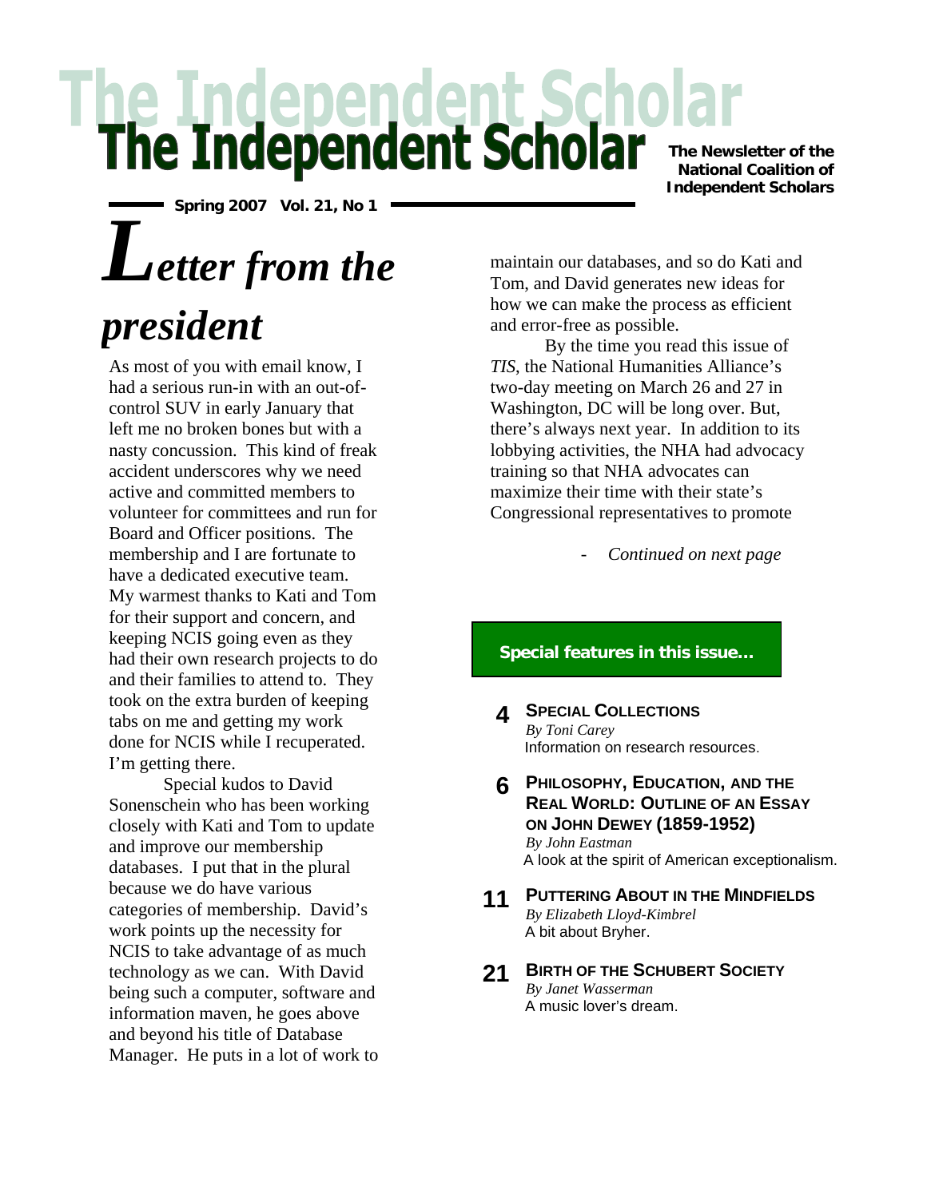# The Independent Scholar

**The Newsletter of the National Coalition of Independent Scholars**

**Spring 2007 Vol. 21, No 1**

# *Letter from the president*

As most of you with email know, I had a serious run-in with an out-of-control SUV in early January that left me no broken bones but with a nasty concussion. This kind of freak accident underscores why we need active and committed members to volunteer for committees and run for Board and Officer positions. The membership and I are fortunate to have a dedicated executive team. My warmest thanks to Kati and Tom for their support and concern, and keeping NCIS going even as they had their own research projects to do and their families to attend to. They took on the extra burden of keeping tabs on me and getting my work done for NCIS while I recuperated. I'm getting there.

Special kudos to David Sonenschein who has been working closely with Kati and Tom to update and improve our membership databases. I put that in the plural because we do have various categories of membership. David's work points up the necessity for NCIS to take advantage of as much technology as we can. With David being such a computer, software and information maven, he goes above and beyond his title of Database Manager. He puts in a lot of work to maintain our databases, and so do Kati and Tom, and David generates new ideas for how we can make the process as efficient and error-free as possible.

By the time you read this issue of *TIS*, the National Humanities Alliance's two-day meeting on March 26 and 27 in Washington, DC will be long over. But, there's always next year. In addition to its lobbying activities, the NHA had advocacy training so that NHA advocates can maximize their time with their state's Congressional representatives to promote

- *Continued on next page*

**Special features in this issue…**

**4 SPECIAL COLLECTIONS**
*By Toni Carey*
Information on research resources.

**6 PHILOSOPHY, EDUCATION, AND THE REAL WORLD: OUTLINE OF AN ESSAY ON JOHN DEWEY (1859-1952)**
*By John Eastman*
A look at the spirit of American exceptionalism.

**11 PUTTERING ABOUT IN THE MINDFIELDS**
*By Elizabeth Lloyd-Kimbrel*
A bit about Bryher.

**21 BIRTH OF THE SCHUBERT SOCIETY**
*By Janet Wasserman*
A music lover's dream.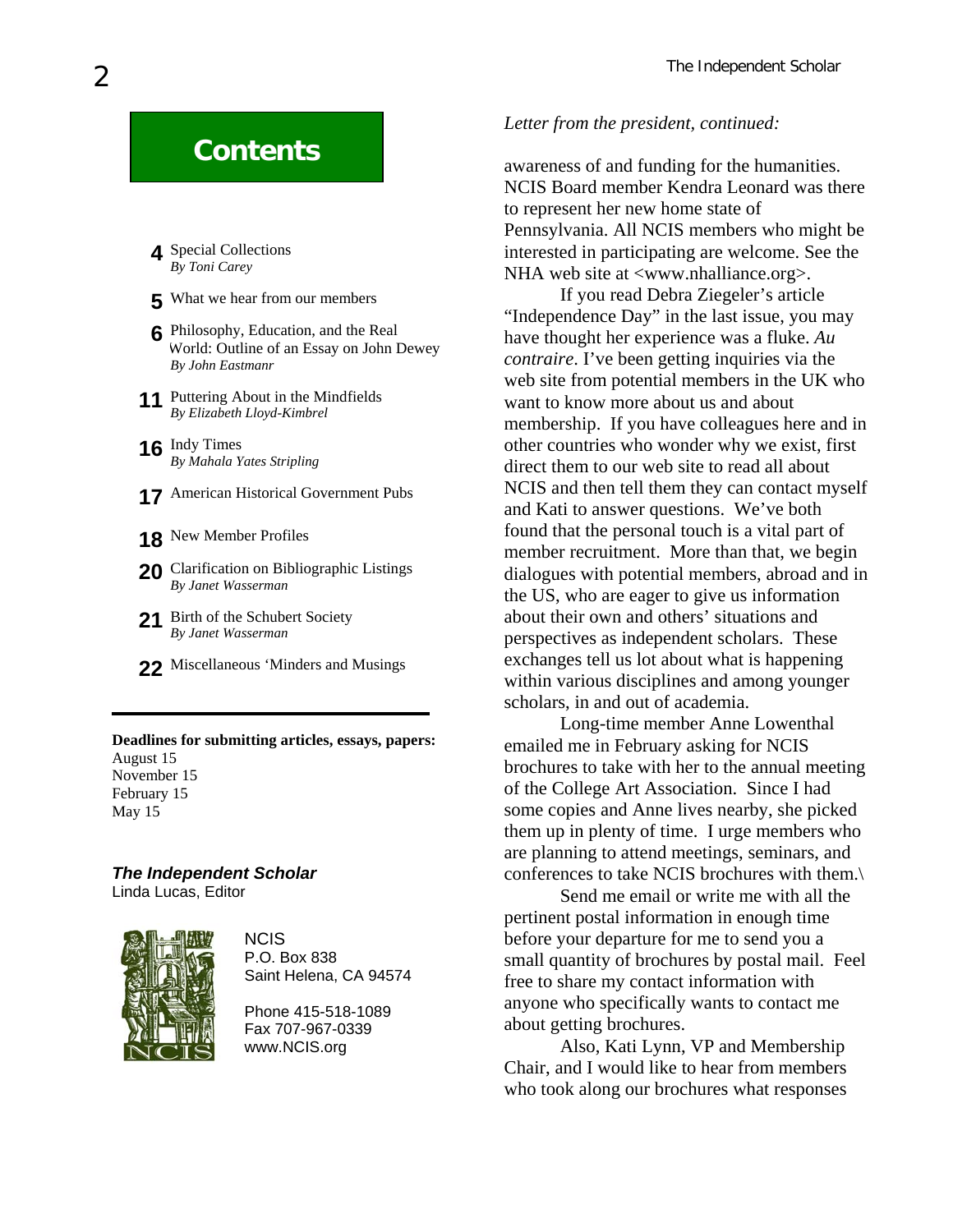## Contents

**4** Special Collections
*By Toni Carey*

**5** What we hear from our members

**6** Philosophy, Education, and the Real World: Outline of an Essay on John Dewey
*By John Eastmanr*

**11** Puttering About in the Mindfields
*By Elizabeth Lloyd-Kimbrel*

**16** Indy Times
*By Mahala Yates Stripling*

**17** American Historical Government Pubs

**18** New Member Profiles

**20** Clarification on Bibliographic Listings
*By Janet Wasserman*

**21** Birth of the Schubert Society
*By Janet Wasserman*

**22** Miscellaneous 'Minders and Musings

---

**Deadlines for submitting articles, essays, papers:**
August 15
November 15
February 15
May 15

***The Independent Scholar***
Linda Lucas, Editor

NCIS
P.O. Box 838
Saint Helena, CA 94574

Phone 415-518-1089
Fax 707-967-0339
www.NCIS.org

*Letter from the president, continued:*

awareness of and funding for the humanities. NCIS Board member Kendra Leonard was there to represent her new home state of Pennsylvania. All NCIS members who might be interested in participating are welcome. See the NHA web site at <www.nhalliance.org>.

If you read Debra Ziegeler's article "Independence Day" in the last issue, you may have thought her experience was a fluke. *Au contraire*. I've been getting inquiries via the web site from potential members in the UK who want to know more about us and about membership. If you have colleagues here and in other countries who wonder why we exist, first direct them to our web site to read all about NCIS and then tell them they can contact myself and Kati to answer questions. We've both found that the personal touch is a vital part of member recruitment. More than that, we begin dialogues with potential members, abroad and in the US, who are eager to give us information about their own and others' situations and perspectives as independent scholars. These exchanges tell us lot about what is happening within various disciplines and among younger scholars, in and out of academia.

Long-time member Anne Lowenthal emailed me in February asking for NCIS brochures to take with her to the annual meeting of the College Art Association. Since I had some copies and Anne lives nearby, she picked them up in plenty of time. I urge members who are planning to attend meetings, seminars, and conferences to take NCIS brochures with them.\

Send me email or write me with all the pertinent postal information in enough time before your departure for me to send you a small quantity of brochures by postal mail. Feel free to share my contact information with anyone who specifically wants to contact me about getting brochures.

Also, Kati Lynn, VP and Membership Chair, and I would like to hear from members who took along our brochures what responses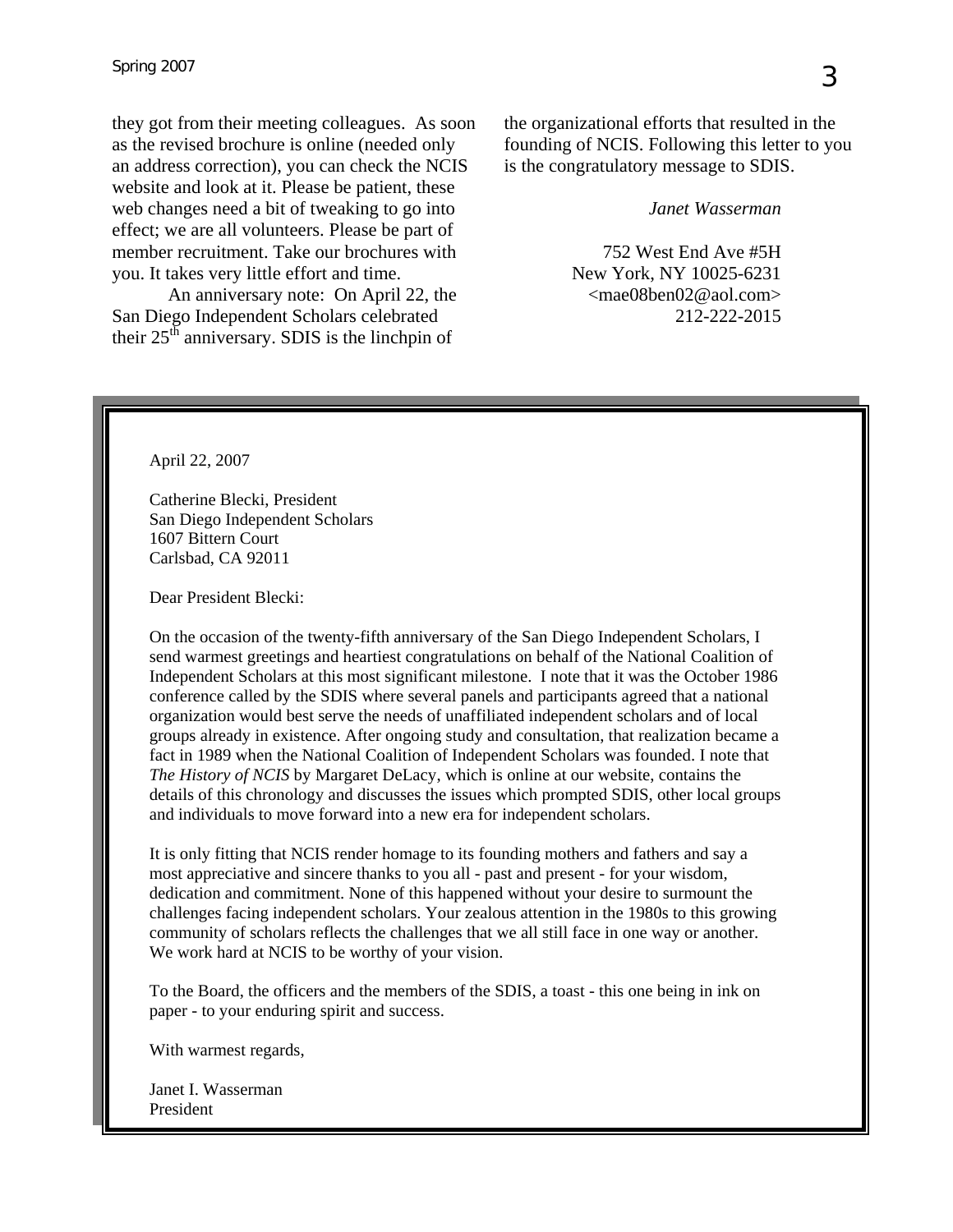they got from their meeting colleagues. As soon as the revised brochure is online (needed only an address correction), you can check the NCIS website and look at it. Please be patient, these web changes need a bit of tweaking to go into effect; we are all volunteers. Please be part of member recruitment. Take our brochures with you. It takes very little effort and time.

An anniversary note: On April 22, the San Diego Independent Scholars celebrated their 25th anniversary. SDIS is the linchpin of the organizational efforts that resulted in the founding of NCIS. Following this letter to you is the congratulatory message to SDIS.

*Janet Wasserman*

752 West End Ave #5H
New York, NY 10025-6231
<mae08ben02@aol.com>
212-222-2015

---

April 22, 2007

Catherine Blecki, President
San Diego Independent Scholars
1607 Bittern Court
Carlsbad, CA 92011

Dear President Blecki:

On the occasion of the twenty-fifth anniversary of the San Diego Independent Scholars, I send warmest greetings and heartiest congratulations on behalf of the National Coalition of Independent Scholars at this most significant milestone. I note that it was the October 1986 conference called by the SDIS where several panels and participants agreed that a national organization would best serve the needs of unaffiliated independent scholars and of local groups already in existence. After ongoing study and consultation, that realization became a fact in 1989 when the National Coalition of Independent Scholars was founded. I note that *The History of NCIS* by Margaret DeLacy, which is online at our website, contains the details of this chronology and discusses the issues which prompted SDIS, other local groups and individuals to move forward into a new era for independent scholars.

It is only fitting that NCIS render homage to its founding mothers and fathers and say a most appreciative and sincere thanks to you all - past and present - for your wisdom, dedication and commitment. None of this happened without your desire to surmount the challenges facing independent scholars. Your zealous attention in the 1980s to this growing community of scholars reflects the challenges that we all still face in one way or another. We work hard at NCIS to be worthy of your vision.

To the Board, the officers and the members of the SDIS, a toast - this one being in ink on paper - to your enduring spirit and success.

With warmest regards,

Janet I. Wasserman
President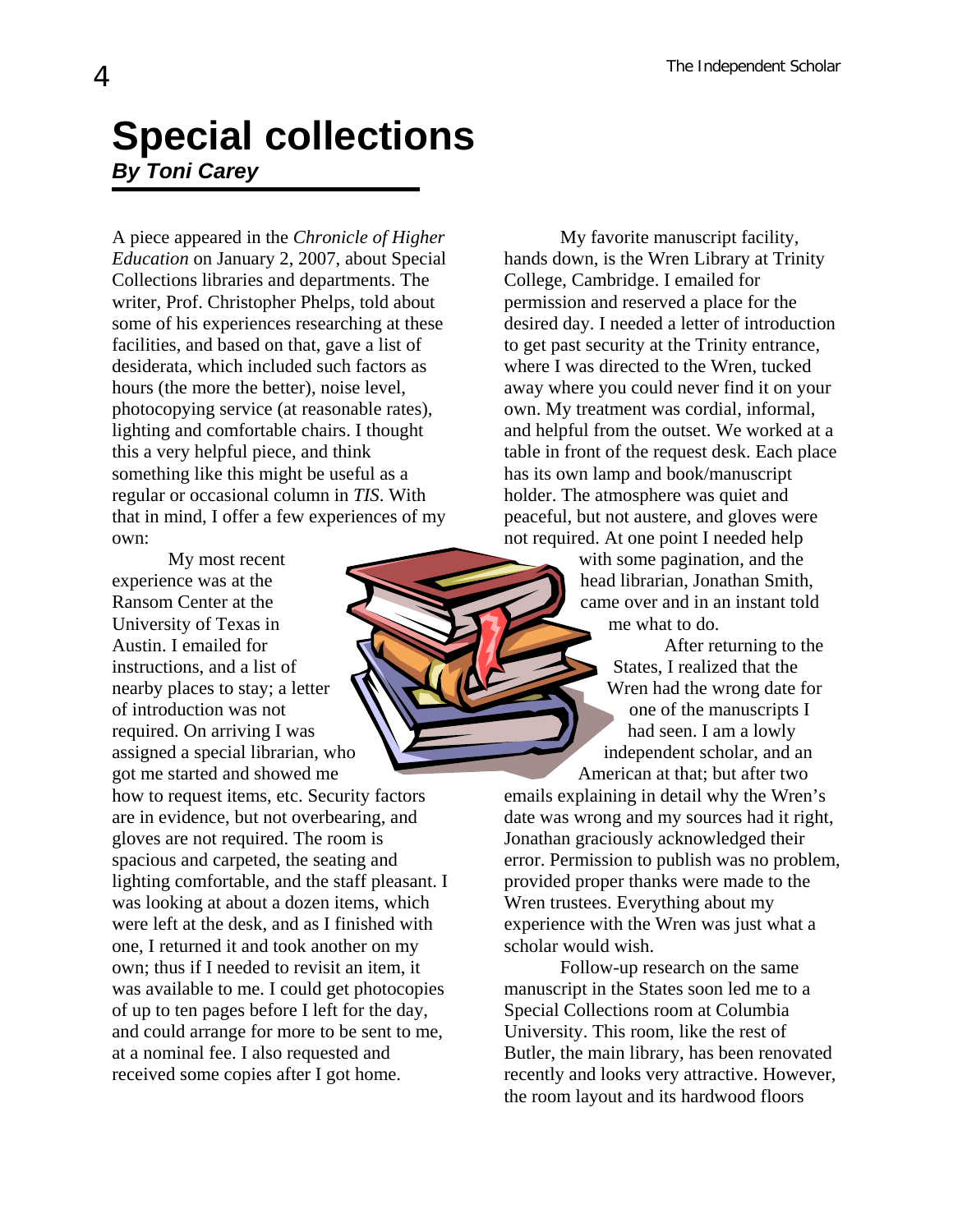# Special collections

***By Toni Carey***

A piece appeared in the *Chronicle of Higher Education* on January 2, 2007, about Special Collections libraries and departments. The writer, Prof. Christopher Phelps, told about some of his experiences researching at these facilities, and based on that, gave a list of desiderata, which included such factors as hours (the more the better), noise level, photocopying service (at reasonable rates), lighting and comfortable chairs. I thought this a very helpful piece, and think something like this might be useful as a regular or occasional column in *TIS*. With that in mind, I offer a few experiences of my own:

My most recent experience was at the Ransom Center at the University of Texas in Austin. I emailed for instructions, and a list of nearby places to stay; a letter of introduction was not required. On arriving I was assigned a special librarian, who got me started and showed me how to request items, etc. Security factors are in evidence, but not overbearing, and gloves are not required. The room is spacious and carpeted, the seating and lighting comfortable, and the staff pleasant. I was looking at about a dozen items, which were left at the desk, and as I finished with one, I returned it and took another on my own; thus if I needed to revisit an item, it was available to me. I could get photocopies of up to ten pages before I left for the day, and could arrange for more to be sent to me, at a nominal fee. I also requested and received some copies after I got home.

My favorite manuscript facility, hands down, is the Wren Library at Trinity College, Cambridge. I emailed for permission and reserved a place for the desired day. I needed a letter of introduction to get past security at the Trinity entrance, where I was directed to the Wren, tucked away where you could never find it on your own. My treatment was cordial, informal, and helpful from the outset. We worked at a table in front of the request desk. Each place has its own lamp and book/manuscript holder. The atmosphere was quiet and peaceful, but not austere, and gloves were not required. At one point I needed help with some pagination, and the head librarian, Jonathan Smith, came over and in an instant told me what to do.

After returning to the States, I realized that the Wren had the wrong date for one of the manuscripts I had seen. I am a lowly independent scholar, and an American at that; but after two emails explaining in detail why the Wren's date was wrong and my sources had it right, Jonathan graciously acknowledged their error. Permission to publish was no problem, provided proper thanks were made to the Wren trustees. Everything about my experience with the Wren was just what a scholar would wish.

Follow-up research on the same manuscript in the States soon led me to a Special Collections room at Columbia University. This room, like the rest of Butler, the main library, has been renovated recently and looks very attractive. However, the room layout and its hardwood floors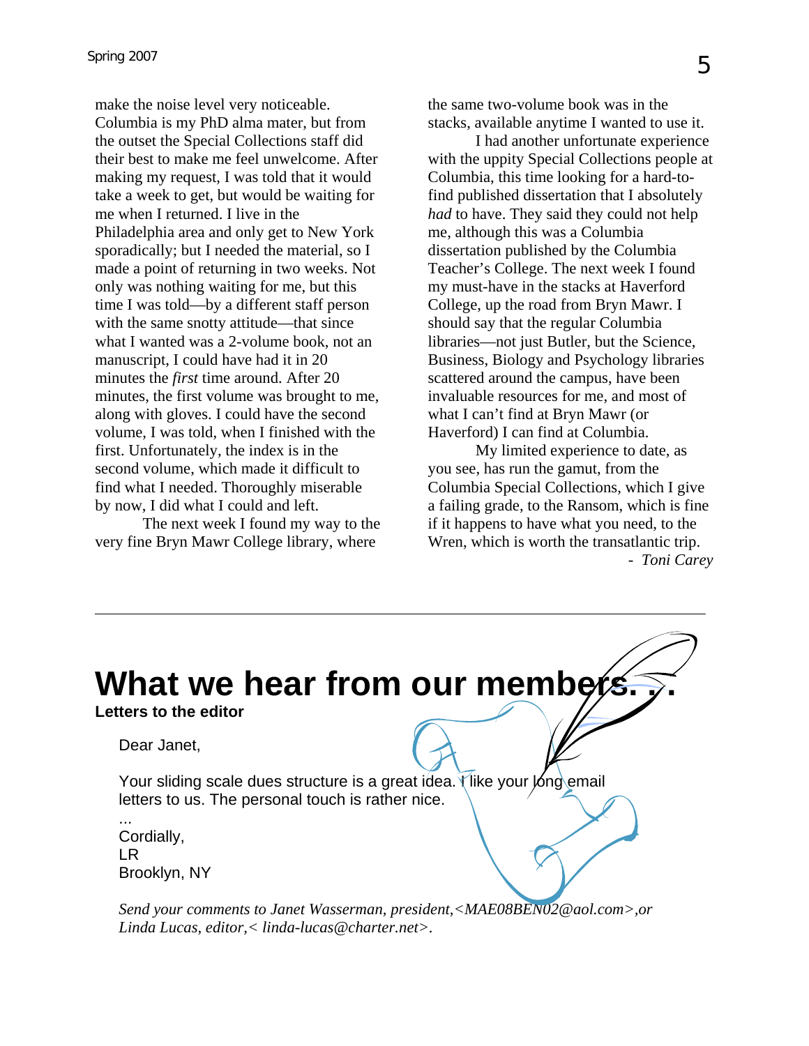make the noise level very noticeable. Columbia is my PhD alma mater, but from the outset the Special Collections staff did their best to make me feel unwelcome. After making my request, I was told that it would take a week to get, but would be waiting for me when I returned. I live in the Philadelphia area and only get to New York sporadically; but I needed the material, so I made a point of returning in two weeks. Not only was nothing waiting for me, but this time I was told—by a different staff person with the same snotty attitude—that since what I wanted was a 2-volume book, not an manuscript, I could have had it in 20 minutes the *first* time around. After 20 minutes, the first volume was brought to me, along with gloves. I could have the second volume, I was told, when I finished with the first. Unfortunately, the index is in the second volume, which made it difficult to find what I needed. Thoroughly miserable by now, I did what I could and left.

The next week I found my way to the very fine Bryn Mawr College library, where the same two-volume book was in the stacks, available anytime I wanted to use it.

I had another unfortunate experience with the uppity Special Collections people at Columbia, this time looking for a hard-to-find published dissertation that I absolutely *had* to have. They said they could not help me, although this was a Columbia dissertation published by the Columbia Teacher's College. The next week I found my must-have in the stacks at Haverford College, up the road from Bryn Mawr. I should say that the regular Columbia libraries—not just Butler, but the Science, Business, Biology and Psychology libraries scattered around the campus, have been invaluable resources for me, and most of what I can't find at Bryn Mawr (or Haverford) I can find at Columbia.

My limited experience to date, as you see, has run the gamut, from the Columbia Special Collections, which I give a failing grade, to the Ransom, which is fine if it happens to have what you need, to the Wren, which is worth the transatlantic trip.

- *Toni Carey*

---

# What we hear from our members. . .

**Letters to the editor**

Dear Janet,

Your sliding scale dues structure is a great idea. I like your long email letters to us. The personal touch is rather nice.

...

Cordially,
LR
Brooklyn, NY

*Send your comments to Janet Wasserman, president,<MAE08BEN02@aol.com>,or Linda Lucas, editor,< linda-lucas@charter.net>.*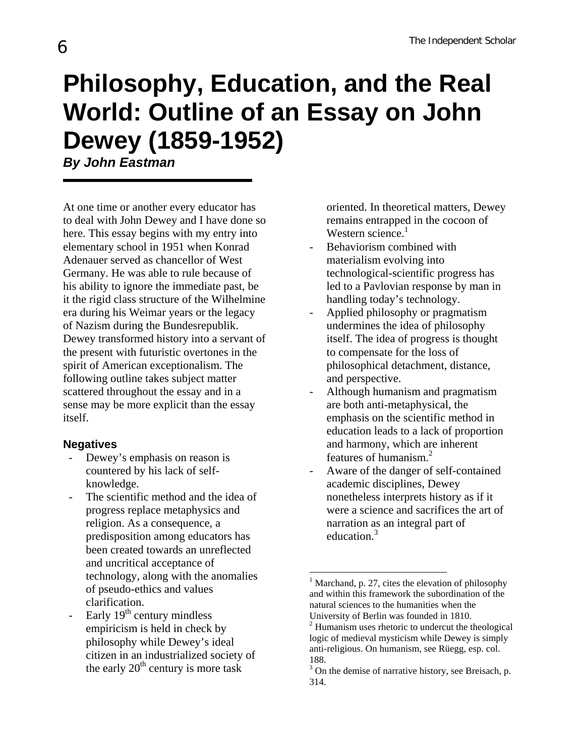# Philosophy, Education, and the Real World: Outline of an Essay on John Dewey (1859-1952)

***By John Eastman***

At one time or another every educator has to deal with John Dewey and I have done so here. This essay begins with my entry into elementary school in 1951 when Konrad Adenauer served as chancellor of West Germany. He was able to rule because of his ability to ignore the immediate past, be it the rigid class structure of the Wilhelmine era during his Weimar years or the legacy of Nazism during the Bundesrepublik. Dewey transformed history into a servant of the present with futuristic overtones in the spirit of American exceptionalism. The following outline takes subject matter scattered throughout the essay and in a sense may be more explicit than the essay itself.

### Negatives

- Dewey's emphasis on reason is countered by his lack of self-knowledge.
- The scientific method and the idea of progress replace metaphysics and religion. As a consequence, a predisposition among educators has been created towards an unreflected and uncritical acceptance of technology, along with the anomalies of pseudo-ethics and values clarification.
- Early 19th century mindless empiricism is held in check by philosophy while Dewey's ideal citizen in an industrialized society of the early 20th century is more task oriented. In theoretical matters, Dewey remains entrapped in the cocoon of Western science.[1]
- Behaviorism combined with materialism evolving into technological-scientific progress has led to a Pavlovian response by man in handling today's technology.
- Applied philosophy or pragmatism undermines the idea of philosophy itself. The idea of progress is thought to compensate for the loss of philosophical detachment, distance, and perspective.
- Although humanism and pragmatism are both anti-metaphysical, the emphasis on the scientific method in education leads to a lack of proportion and harmony, which are inherent features of humanism.[2]
- Aware of the danger of self-contained academic disciplines, Dewey nonetheless interprets history as if it were a science and sacrifices the art of narration as an integral part of education.[3]

---

[1] Marchand, p. 27, cites the elevation of philosophy and within this framework the subordination of the natural sciences to the humanities when the University of Berlin was founded in 1810.

[2] Humanism uses rhetoric to undercut the theological logic of medieval mysticism while Dewey is simply anti-religious. On humanism, see Rüegg, esp. col. 188.

[3] On the demise of narrative history, see Breisach, p. 314.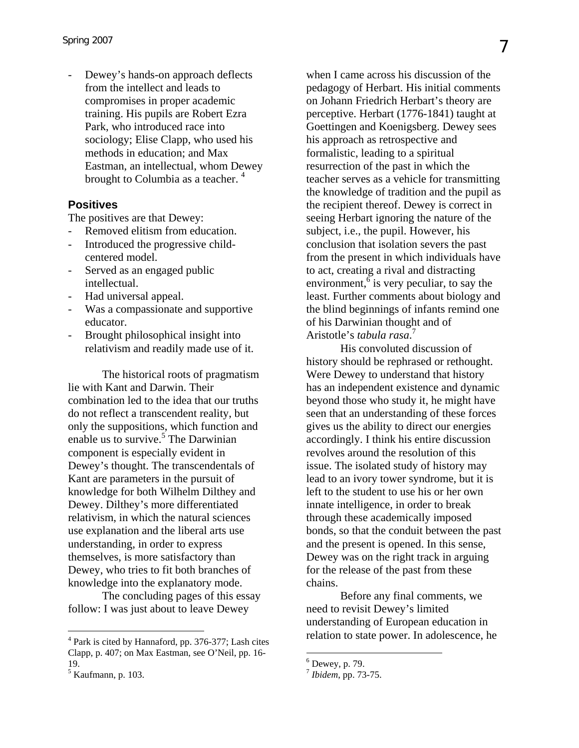- Dewey's hands-on approach deflects from the intellect and leads to compromises in proper academic training. His pupils are Robert Ezra Park, who introduced race into sociology; Elise Clapp, who used his methods in education; and Max Eastman, an intellectual, whom Dewey brought to Columbia as a teacher. [4]

### Positives

The positives are that Dewey:

- Removed elitism from education.
- Introduced the progressive child-centered model.
- Served as an engaged public intellectual.
- Had universal appeal.
- Was a compassionate and supportive educator.
- Brought philosophical insight into relativism and readily made use of it.

The historical roots of pragmatism lie with Kant and Darwin. Their combination led to the idea that our truths do not reflect a transcendent reality, but only the suppositions, which function and enable us to survive.[5] The Darwinian component is especially evident in Dewey's thought. The transcendentals of Kant are parameters in the pursuit of knowledge for both Wilhelm Dilthey and Dewey. Dilthey's more differentiated relativism, in which the natural sciences use explanation and the liberal arts use understanding, in order to express themselves, is more satisfactory than Dewey, who tries to fit both branches of knowledge into the explanatory mode.

The concluding pages of this essay follow: I was just about to leave Dewey when I came across his discussion of the pedagogy of Herbart. His initial comments on Johann Friedrich Herbart's theory are perceptive. Herbart (1776-1841) taught at Goettingen and Koenigsberg. Dewey sees his approach as retrospective and formalistic, leading to a spiritual resurrection of the past in which the teacher serves as a vehicle for transmitting the knowledge of tradition and the pupil as the recipient thereof. Dewey is correct in seeing Herbart ignoring the nature of the subject, i.e., the pupil. However, his conclusion that isolation severs the past from the present in which individuals have to act, creating a rival and distracting environment,[6] is very peculiar, to say the least. Further comments about biology and the blind beginnings of infants remind one of his Darwinian thought and of Aristotle's *tabula rasa*.[7]

His convoluted discussion of history should be rephrased or rethought. Were Dewey to understand that history has an independent existence and dynamic beyond those who study it, he might have seen that an understanding of these forces gives us the ability to direct our energies accordingly. I think his entire discussion revolves around the resolution of this issue. The isolated study of history may lead to an ivory tower syndrome, but it is left to the student to use his or her own innate intelligence, in order to break through these academically imposed bonds, so that the conduit between the past and the present is opened. In this sense, Dewey was on the right track in arguing for the release of the past from these chains.

Before any final comments, we need to revisit Dewey's limited understanding of European education in relation to state power. In adolescence, he

---

[4] Park is cited by Hannaford, pp. 376-377; Lash cites Clapp, p. 407; on Max Eastman, see O'Neil, pp. 16-19.

[5] Kaufmann, p. 103.

[6] Dewey, p. 79.

[7] *Ibidem*, pp. 73-75.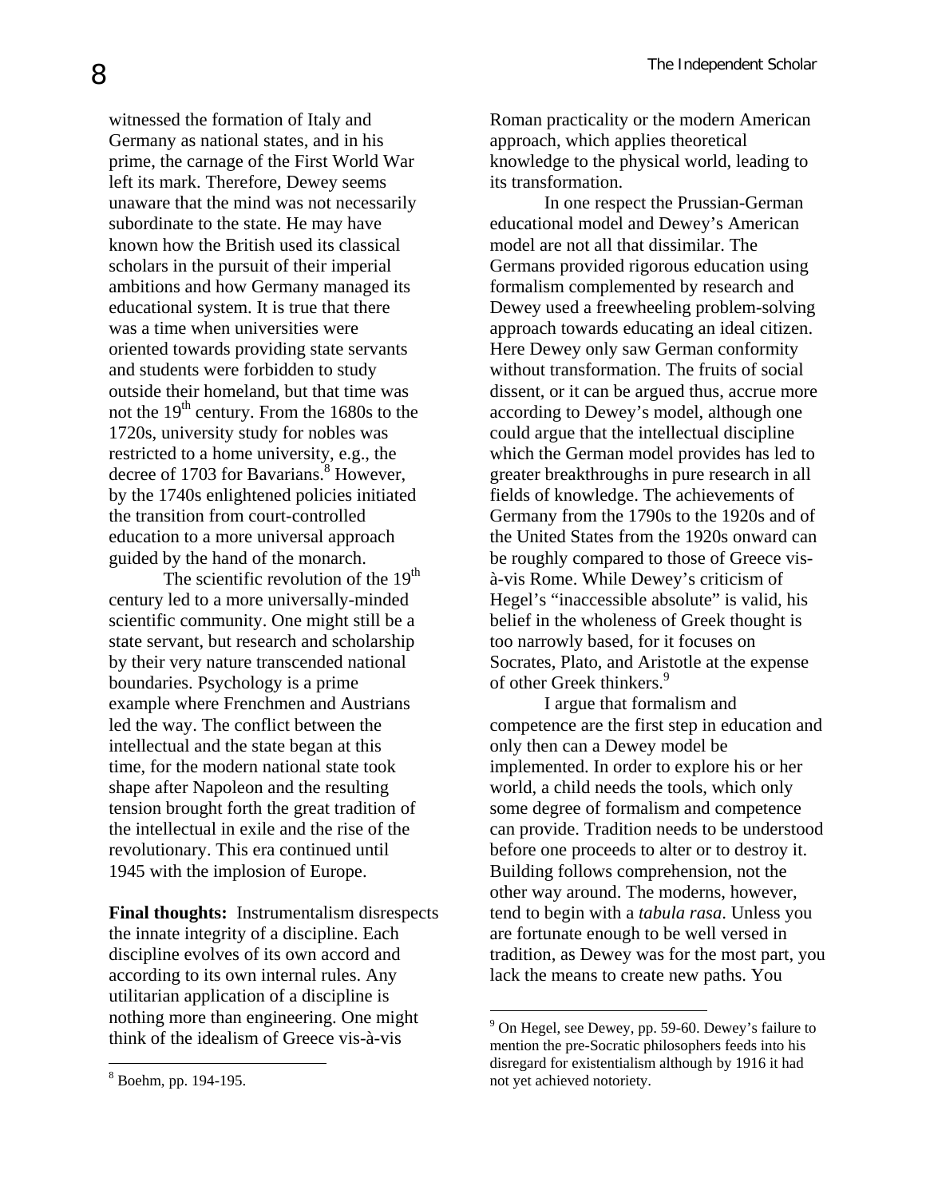witnessed the formation of Italy and Germany as national states, and in his prime, the carnage of the First World War left its mark. Therefore, Dewey seems unaware that the mind was not necessarily subordinate to the state. He may have known how the British used its classical scholars in the pursuit of their imperial ambitions and how Germany managed its educational system. It is true that there was a time when universities were oriented towards providing state servants and students were forbidden to study outside their homeland, but that time was not the 19th century. From the 1680s to the 1720s, university study for nobles was restricted to a home university, e.g., the decree of 1703 for Bavarians.[8] However, by the 1740s enlightened policies initiated the transition from court-controlled education to a more universal approach guided by the hand of the monarch.

The scientific revolution of the 19th century led to a more universally-minded scientific community. One might still be a state servant, but research and scholarship by their very nature transcended national boundaries. Psychology is a prime example where Frenchmen and Austrians led the way. The conflict between the intellectual and the state began at this time, for the modern national state took shape after Napoleon and the resulting tension brought forth the great tradition of the intellectual in exile and the rise of the revolutionary. This era continued until 1945 with the implosion of Europe.

**Final thoughts:** Instrumentalism disrespects the innate integrity of a discipline. Each discipline evolves of its own accord and according to its own internal rules. Any utilitarian application of a discipline is nothing more than engineering. One might think of the idealism of Greece vis-à-vis Roman practicality or the modern American approach, which applies theoretical knowledge to the physical world, leading to its transformation.

In one respect the Prussian-German educational model and Dewey's American model are not all that dissimilar. The Germans provided rigorous education using formalism complemented by research and Dewey used a freewheeling problem-solving approach towards educating an ideal citizen. Here Dewey only saw German conformity without transformation. The fruits of social dissent, or it can be argued thus, accrue more according to Dewey's model, although one could argue that the intellectual discipline which the German model provides has led to greater breakthroughs in pure research in all fields of knowledge. The achievements of Germany from the 1790s to the 1920s and of the United States from the 1920s onward can be roughly compared to those of Greece vis-à-vis Rome. While Dewey's criticism of Hegel's "inaccessible absolute" is valid, his belief in the wholeness of Greek thought is too narrowly based, for it focuses on Socrates, Plato, and Aristotle at the expense of other Greek thinkers.[9]

I argue that formalism and competence are the first step in education and only then can a Dewey model be implemented. In order to explore his or her world, a child needs the tools, which only some degree of formalism and competence can provide. Tradition needs to be understood before one proceeds to alter or to destroy it. Building follows comprehension, not the other way around. The moderns, however, tend to begin with a *tabula rasa*. Unless you are fortunate enough to be well versed in tradition, as Dewey was for the most part, you lack the means to create new paths. You

---

[8] Boehm, pp. 194-195.

[9] On Hegel, see Dewey, pp. 59-60. Dewey's failure to mention the pre-Socratic philosophers feeds into his disregard for existentialism although by 1916 it had not yet achieved notoriety.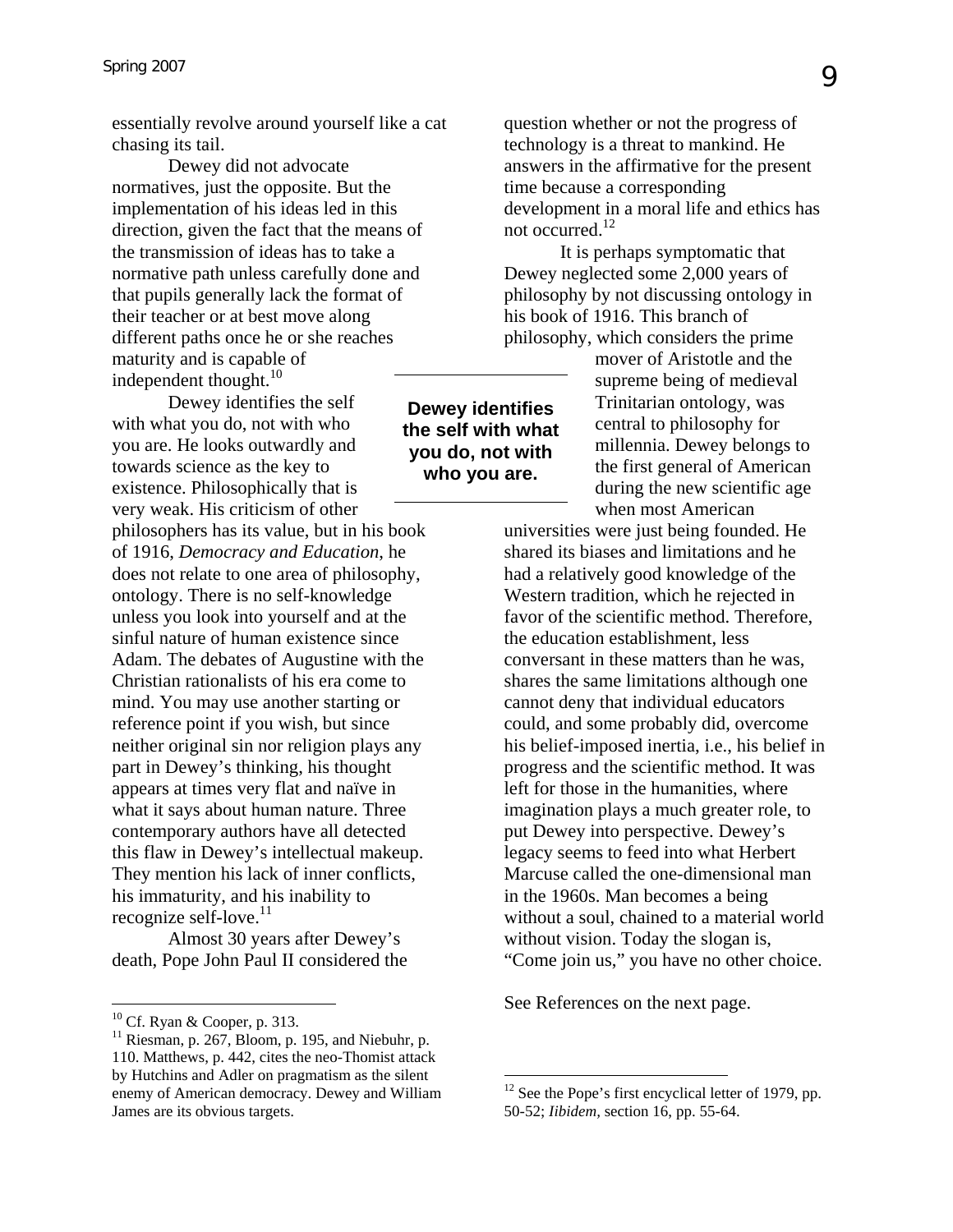essentially revolve around yourself like a cat chasing its tail.

Dewey did not advocate normatives, just the opposite. But the implementation of his ideas led in this direction, given the fact that the means of the transmission of ideas has to take a normative path unless carefully done and that pupils generally lack the format of their teacher or at best move along different paths once he or she reaches maturity and is capable of independent thought.[10]

Dewey identifies the self with what you do, not with who you are. He looks outwardly and towards science as the key to existence. Philosophically that is very weak. His criticism of other philosophers has its value, but in his book of 1916, *Democracy and Education*, he does not relate to one area of philosophy, ontology. There is no self-knowledge unless you look into yourself and at the sinful nature of human existence since Adam. The debates of Augustine with the Christian rationalists of his era come to mind. You may use another starting or reference point if you wish, but since neither original sin nor religion plays any part in Dewey's thinking, his thought appears at times very flat and naïve in what it says about human nature. Three contemporary authors have all detected this flaw in Dewey's intellectual makeup. They mention his lack of inner conflicts, his immaturity, and his inability to recognize self-love.[11]

Almost 30 years after Dewey's death, Pope John Paul II considered the question whether or not the progress of technology is a threat to mankind. He answers in the affirmative for the present time because a corresponding development in a moral life and ethics has not occurred.[12]

It is perhaps symptomatic that Dewey neglected some 2,000 years of philosophy by not discussing ontology in his book of 1916. This branch of philosophy, which considers the prime mover of Aristotle and the supreme being of medieval Trinitarian ontology, was central to philosophy for millennia. Dewey belongs to the first general of American during the new scientific age when most American universities were just being founded. He shared its biases and limitations and he had a relatively good knowledge of the Western tradition, which he rejected in favor of the scientific method. Therefore, the education establishment, less conversant in these matters than he was, shares the same limitations although one cannot deny that individual educators could, and some probably did, overcome his belief-imposed inertia, i.e., his belief in progress and the scientific method. It was left for those in the humanities, where imagination plays a much greater role, to put Dewey into perspective. Dewey's legacy seems to feed into what Herbert Marcuse called the one-dimensional man in the 1960s. Man becomes a being without a soul, chained to a material world without vision. Today the slogan is, "Come join us," you have no other choice.

**Dewey identifies the self with what you do, not with who you are.**

See References on the next page.

---

[10] Cf. Ryan & Cooper, p. 313.

[11] Riesman, p. 267, Bloom, p. 195, and Niebuhr, p. 110. Matthews, p. 442, cites the neo-Thomist attack by Hutchins and Adler on pragmatism as the silent enemy of American democracy. Dewey and William James are its obvious targets.

[12] See the Pope's first encyclical letter of 1979, pp. 50-52; *Iibidem*, section 16, pp. 55-64.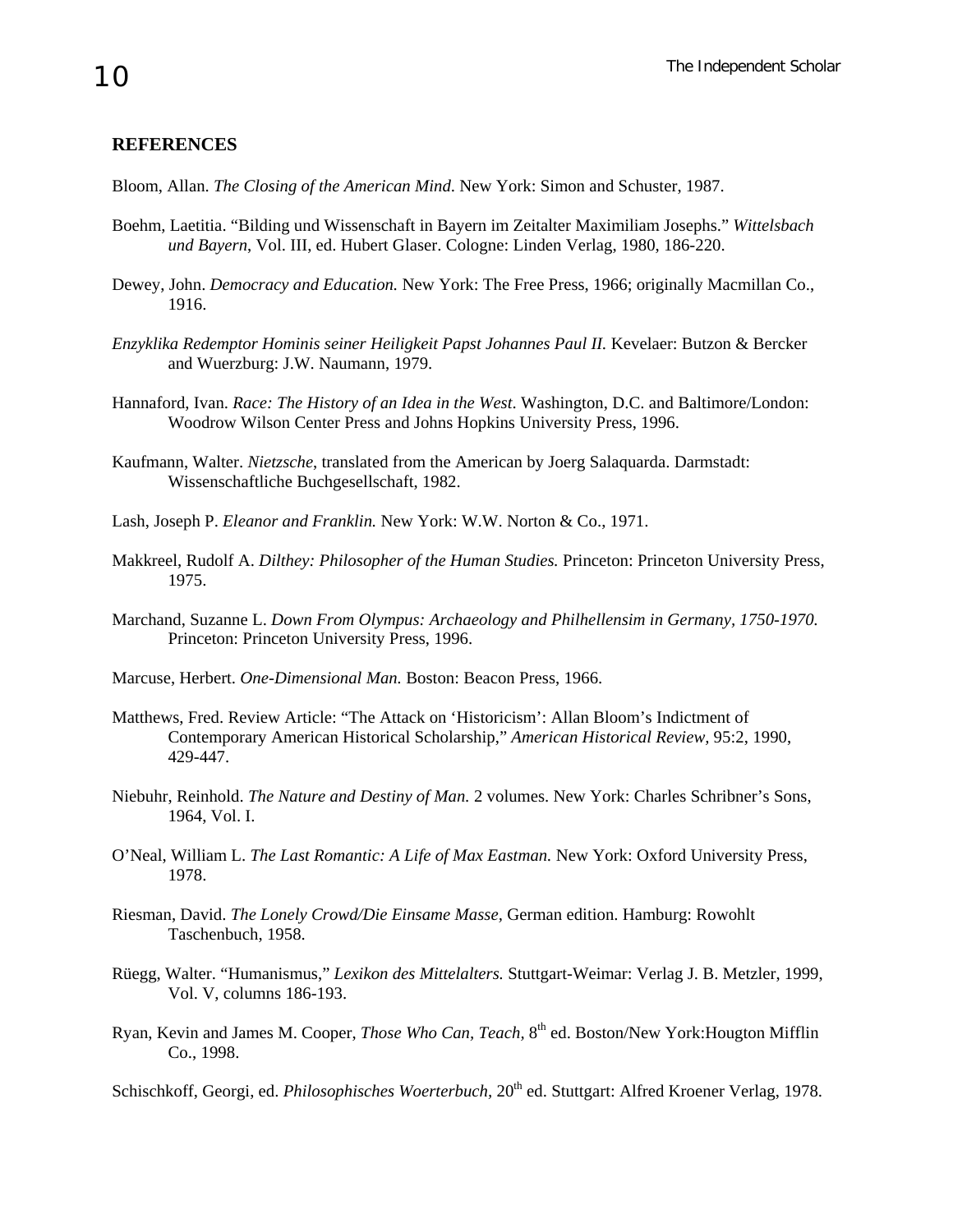## REFERENCES

Bloom, Allan. *The Closing of the American Mind*. New York: Simon and Schuster, 1987.

Boehm, Laetitia. "Bilding und Wissenschaft in Bayern im Zeitalter Maximiliam Josephs." *Wittelsbach und Bayern*, Vol. III, ed. Hubert Glaser. Cologne: Linden Verlag, 1980, 186-220.

Dewey, John. *Democracy and Education.* New York: The Free Press, 1966; originally Macmillan Co., 1916.

*Enzyklika Redemptor Hominis seiner Heiligkeit Papst Johannes Paul II.* Kevelaer: Butzon & Bercker and Wuerzburg: J.W. Naumann, 1979.

Hannaford, Ivan. *Race: The History of an Idea in the West*. Washington, D.C. and Baltimore/London: Woodrow Wilson Center Press and Johns Hopkins University Press, 1996.

Kaufmann, Walter. *Nietzsche*, translated from the American by Joerg Salaquarda. Darmstadt: Wissenschaftliche Buchgesellschaft, 1982.

Lash, Joseph P. *Eleanor and Franklin.* New York: W.W. Norton & Co., 1971.

Makkreel, Rudolf A. *Dilthey: Philosopher of the Human Studies.* Princeton: Princeton University Press, 1975.

Marchand, Suzanne L. *Down From Olympus: Archaeology and Philhellensim in Germany, 1750-1970.* Princeton: Princeton University Press, 1996.

Marcuse, Herbert. *One-Dimensional Man.* Boston: Beacon Press, 1966.

Matthews, Fred. Review Article: "The Attack on 'Historicism': Allan Bloom's Indictment of Contemporary American Historical Scholarship," *American Historical Review,* 95:2, 1990, 429-447.

Niebuhr, Reinhold. *The Nature and Destiny of Man.* 2 volumes. New York: Charles Schribner's Sons, 1964, Vol. I.

O'Neal, William L. *The Last Romantic: A Life of Max Eastman.* New York: Oxford University Press, 1978.

Riesman, David. *The Lonely Crowd/Die Einsame Masse,* German edition. Hamburg: Rowohlt Taschenbuch, 1958.

Rüegg, Walter. "Humanismus," *Lexikon des Mittelalters.* Stuttgart-Weimar: Verlag J. B. Metzler, 1999, Vol. V, columns 186-193.

Ryan, Kevin and James M. Cooper, *Those Who Can, Teach,* 8th ed. Boston/New York:Hougton Mifflin Co., 1998.

Schischkoff, Georgi, ed. *Philosophisches Woerterbuch,* 20th ed. Stuttgart: Alfred Kroener Verlag, 1978.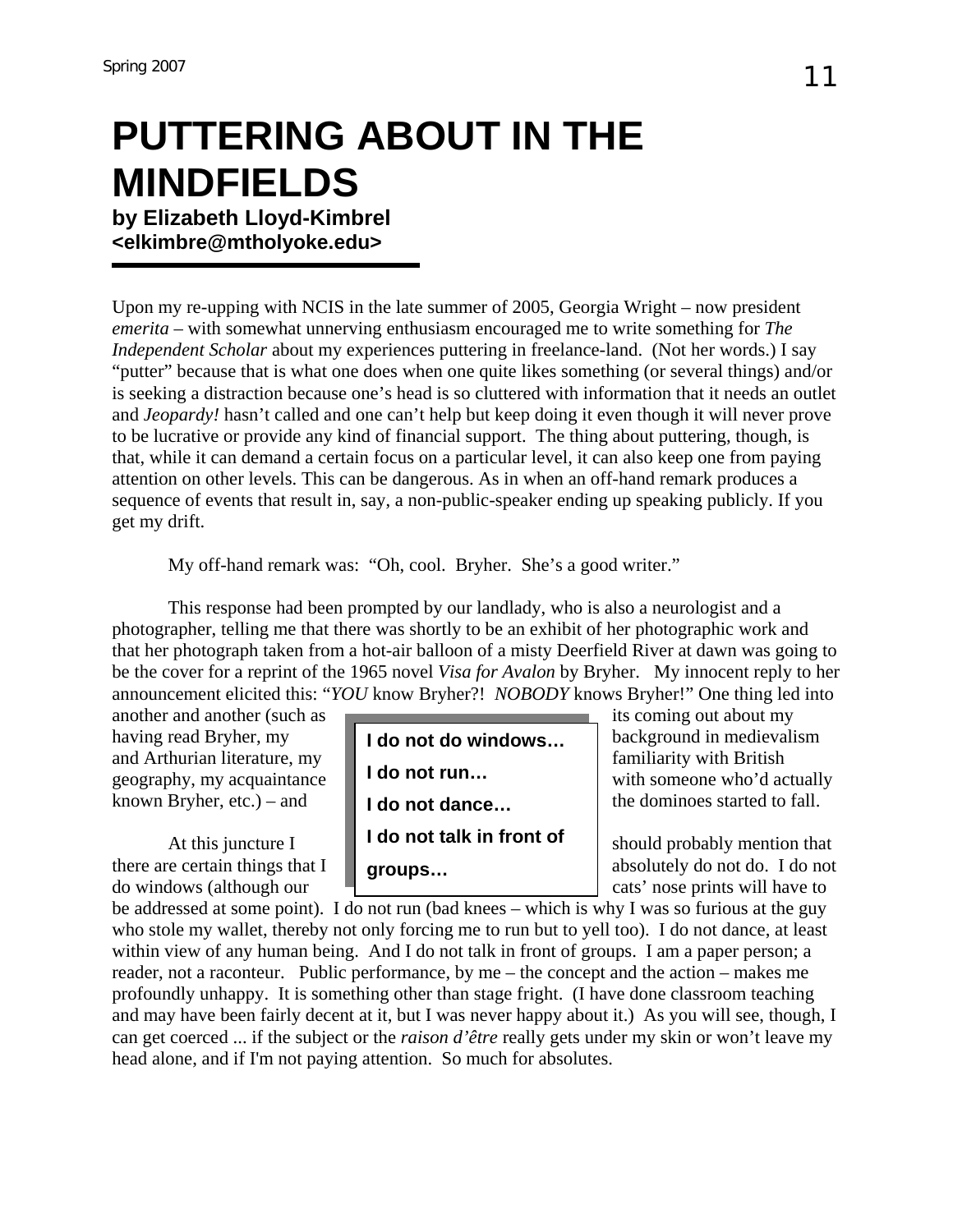# PUTTERING ABOUT IN THE MINDFIELDS

**by Elizabeth Lloyd-Kimbrel**
**<elkimbre@mtholyoke.edu>**

Upon my re-upping with NCIS in the late summer of 2005, Georgia Wright – now president *emerita* – with somewhat unnerving enthusiasm encouraged me to write something for *The Independent Scholar* about my experiences puttering in freelance-land. (Not her words.) I say "putter" because that is what one does when one quite likes something (or several things) and/or is seeking a distraction because one's head is so cluttered with information that it needs an outlet and *Jeopardy!* hasn't called and one can't help but keep doing it even though it will never prove to be lucrative or provide any kind of financial support. The thing about puttering, though, is that, while it can demand a certain focus on a particular level, it can also keep one from paying attention on other levels. This can be dangerous. As in when an off-hand remark produces a sequence of events that result in, say, a non-public-speaker ending up speaking publicly. If you get my drift.

My off-hand remark was: "Oh, cool. Bryher. She's a good writer."

This response had been prompted by our landlady, who is also a neurologist and a photographer, telling me that there was shortly to be an exhibit of her photographic work and that her photograph taken from a hot-air balloon of a misty Deerfield River at dawn was going to be the cover for a reprint of the 1965 novel *Visa for Avalon* by Bryher. My innocent reply to her announcement elicited this: "*YOU* know Bryher?! *NOBODY* knows Bryher!" One thing led into another and another (such as its coming out about my having read Bryher, my background in medievalism and Arthurian literature, my familiarity with British geography, my acquaintance with someone who'd actually known Bryher, etc.) – and the dominoes started to fall.

> **I do not do windows…**
> **I do not run…**
> **I do not dance…**
> **I do not talk in front of groups…**

At this juncture I should probably mention that there are certain things that I absolutely do not do. I do not do windows (although our cats' nose prints will have to be addressed at some point). I do not run (bad knees – which is why I was so furious at the guy who stole my wallet, thereby not only forcing me to run but to yell too). I do not dance, at least within view of any human being. And I do not talk in front of groups. I am a paper person; a reader, not a raconteur. Public performance, by me – the concept and the action – makes me profoundly unhappy. It is something other than stage fright. (I have done classroom teaching and may have been fairly decent at it, but I was never happy about it.) As you will see, though, I can get coerced ... if the subject or the *raison d'être* really gets under my skin or won't leave my head alone, and if I'm not paying attention. So much for absolutes.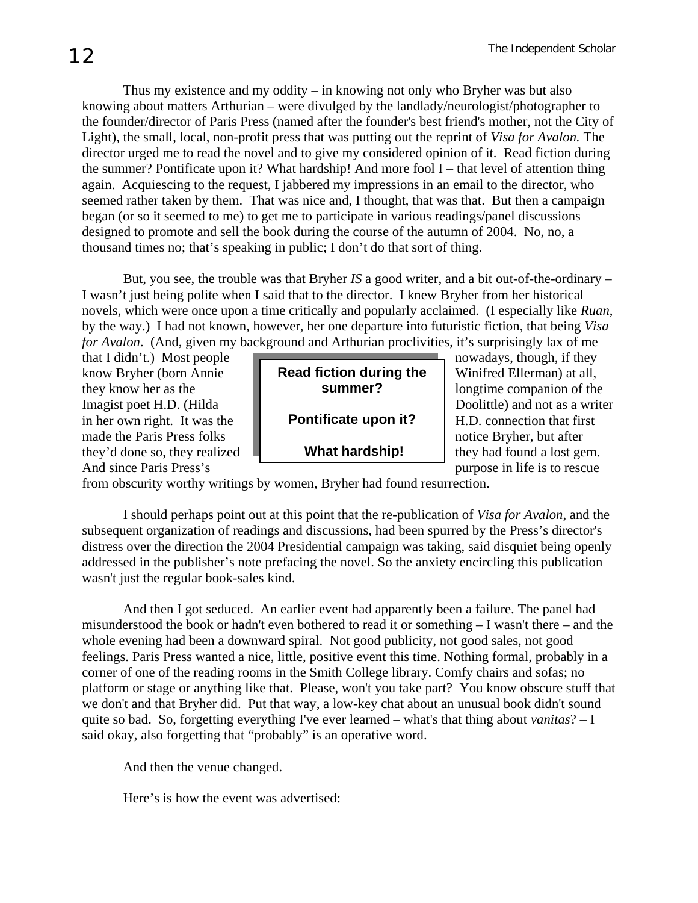Thus my existence and my oddity – in knowing not only who Bryher was but also knowing about matters Arthurian – were divulged by the landlady/neurologist/photographer to the founder/director of Paris Press (named after the founder's best friend's mother, not the City of Light), the small, local, non-profit press that was putting out the reprint of *Visa for Avalon.* The director urged me to read the novel and to give my considered opinion of it. Read fiction during the summer? Pontificate upon it? What hardship! And more fool I – that level of attention thing again. Acquiescing to the request, I jabbered my impressions in an email to the director, who seemed rather taken by them. That was nice and, I thought, that was that. But then a campaign began (or so it seemed to me) to get me to participate in various readings/panel discussions designed to promote and sell the book during the course of the autumn of 2004. No, no, a thousand times no; that's speaking in public; I don't do that sort of thing.

But, you see, the trouble was that Bryher *IS* a good writer, and a bit out-of-the-ordinary – I wasn't just being polite when I said that to the director. I knew Bryher from her historical novels, which were once upon a time critically and popularly acclaimed. (I especially like *Ruan*, by the way.) I had not known, however, her one departure into futuristic fiction, that being *Visa for Avalon*. (And, given my background and Arthurian proclivities, it's surprisingly lax of me that I didn't.) Most people nowadays, though, if they know Bryher (born Annie Winifred Ellerman) at all, they know her as the longtime companion of the Imagist poet H.D. (Hilda Doolittle) and not as a writer in her own right. It was the H.D. connection that first made the Paris Press folks notice Bryher, but after they'd done so, they realized they had found a lost gem. And since Paris Press's purpose in life is to rescue from obscurity worthy writings by women, Bryher had found resurrection.

> **Read fiction during the summer?**
>
> **Pontificate upon it?**
>
> **What hardship!**

I should perhaps point out at this point that the re-publication of *Visa for Avalon*, and the subsequent organization of readings and discussions, had been spurred by the Press's director's distress over the direction the 2004 Presidential campaign was taking, said disquiet being openly addressed in the publisher's note prefacing the novel. So the anxiety encircling this publication wasn't just the regular book-sales kind.

And then I got seduced. An earlier event had apparently been a failure. The panel had misunderstood the book or hadn't even bothered to read it or something – I wasn't there – and the whole evening had been a downward spiral. Not good publicity, not good sales, not good feelings. Paris Press wanted a nice, little, positive event this time. Nothing formal, probably in a corner of one of the reading rooms in the Smith College library. Comfy chairs and sofas; no platform or stage or anything like that. Please, won't you take part? You know obscure stuff that we don't and that Bryher did. Put that way, a low-key chat about an unusual book didn't sound quite so bad. So, forgetting everything I've ever learned – what's that thing about *vanitas*? – I said okay, also forgetting that "probably" is an operative word.

And then the venue changed.

Here's is how the event was advertised: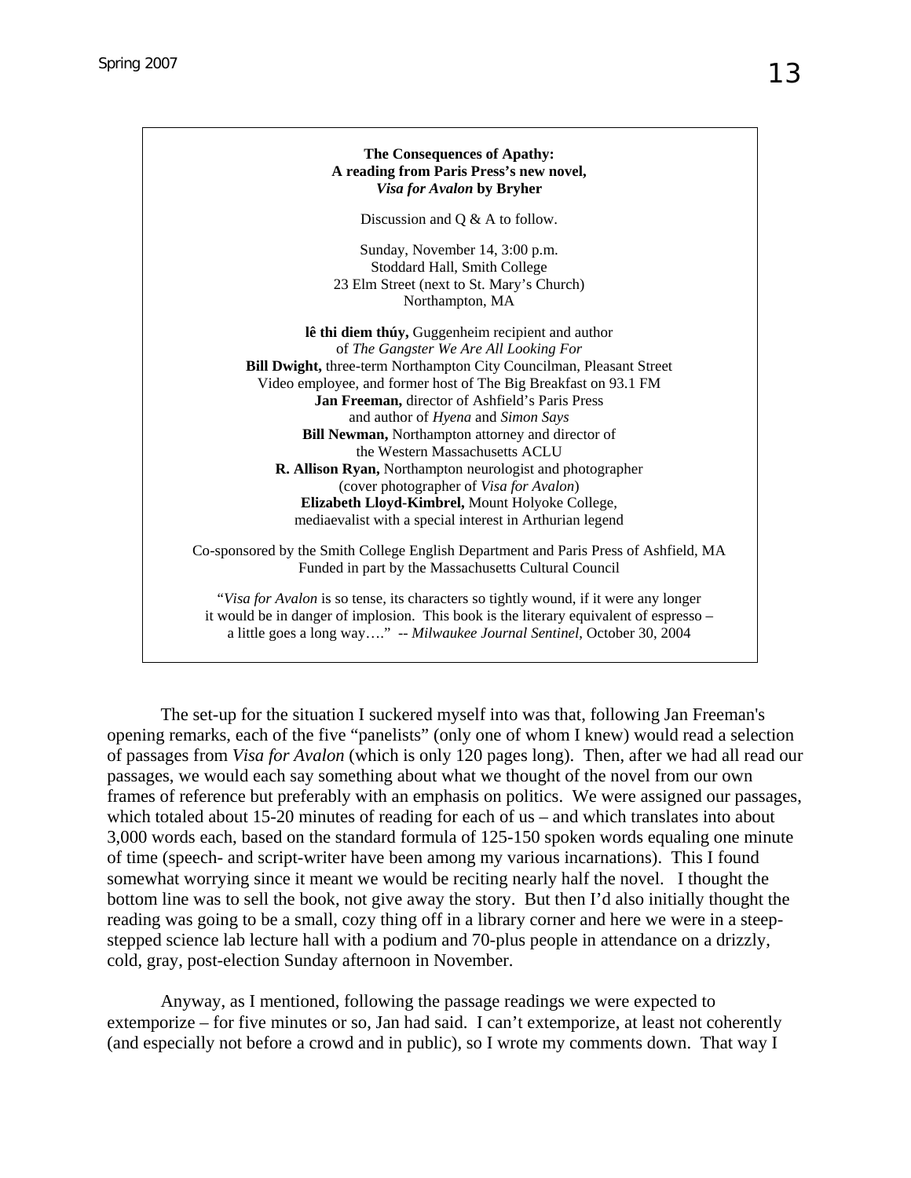**The Consequences of Apathy:**
**A reading from Paris Press's new novel,**
***Visa for Avalon* by Bryher**

Discussion and Q & A to follow.

Sunday, November 14, 3:00 p.m.
Stoddard Hall, Smith College
23 Elm Street (next to St. Mary's Church)
Northampton, MA

**lê thi diem thúy,** Guggenheim recipient and author of *The Gangster We Are All Looking For*
**Bill Dwight,** three-term Northampton City Councilman, Pleasant Street Video employee, and former host of The Big Breakfast on 93.1 FM
**Jan Freeman,** director of Ashfield's Paris Press and author of *Hyena* and *Simon Says*
**Bill Newman,** Northampton attorney and director of the Western Massachusetts ACLU
**R. Allison Ryan,** Northampton neurologist and photographer (cover photographer of *Visa for Avalon*)
**Elizabeth Lloyd-Kimbrel,** Mount Holyoke College, mediaevalist with a special interest in Arthurian legend

Co-sponsored by the Smith College English Department and Paris Press of Ashfield, MA
Funded in part by the Massachusetts Cultural Council

"*Visa for Avalon* is so tense, its characters so tightly wound, if it were any longer it would be in danger of implosion. This book is the literary equivalent of espresso – a little goes a long way…." -- *Milwaukee Journal Sentinel*, October 30, 2004

The set-up for the situation I suckered myself into was that, following Jan Freeman's opening remarks, each of the five "panelists" (only one of whom I knew) would read a selection of passages from *Visa for Avalon* (which is only 120 pages long). Then, after we had all read our passages, we would each say something about what we thought of the novel from our own frames of reference but preferably with an emphasis on politics. We were assigned our passages, which totaled about 15-20 minutes of reading for each of us – and which translates into about 3,000 words each, based on the standard formula of 125-150 spoken words equaling one minute of time (speech- and script-writer have been among my various incarnations). This I found somewhat worrying since it meant we would be reciting nearly half the novel. I thought the bottom line was to sell the book, not give away the story. But then I'd also initially thought the reading was going to be a small, cozy thing off in a library corner and here we were in a steep-stepped science lab lecture hall with a podium and 70-plus people in attendance on a drizzly, cold, gray, post-election Sunday afternoon in November.

Anyway, as I mentioned, following the passage readings we were expected to extemporize – for five minutes or so, Jan had said. I can't extemporize, at least not coherently (and especially not before a crowd and in public), so I wrote my comments down. That way I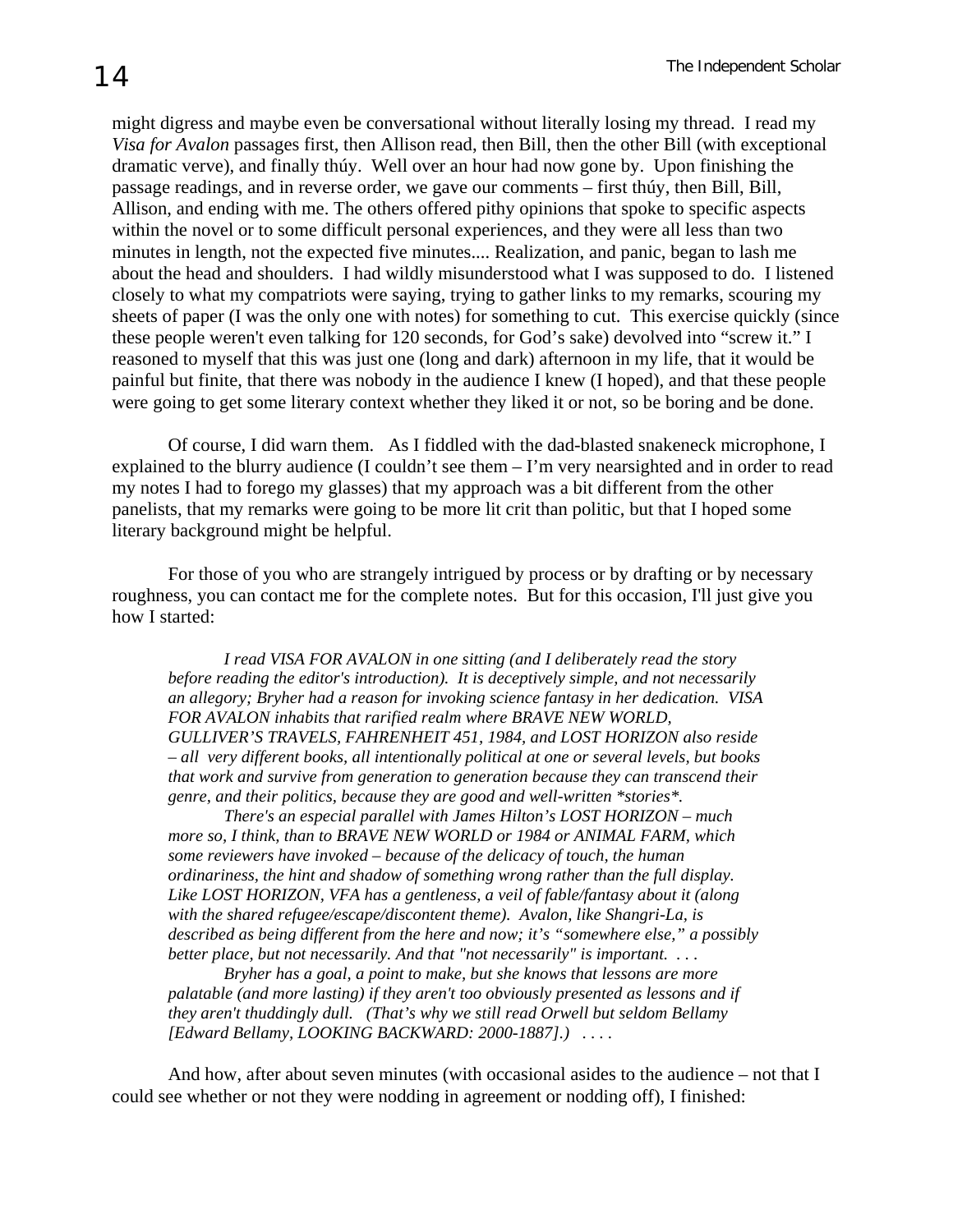might digress and maybe even be conversational without literally losing my thread. I read my *Visa for Avalon* passages first, then Allison read, then Bill, then the other Bill (with exceptional dramatic verve), and finally thúy. Well over an hour had now gone by. Upon finishing the passage readings, and in reverse order, we gave our comments – first thúy, then Bill, Bill, Allison, and ending with me. The others offered pithy opinions that spoke to specific aspects within the novel or to some difficult personal experiences, and they were all less than two minutes in length, not the expected five minutes.... Realization, and panic, began to lash me about the head and shoulders. I had wildly misunderstood what I was supposed to do. I listened closely to what my compatriots were saying, trying to gather links to my remarks, scouring my sheets of paper (I was the only one with notes) for something to cut. This exercise quickly (since these people weren't even talking for 120 seconds, for God's sake) devolved into "screw it." I reasoned to myself that this was just one (long and dark) afternoon in my life, that it would be painful but finite, that there was nobody in the audience I knew (I hoped), and that these people were going to get some literary context whether they liked it or not, so be boring and be done.

Of course, I did warn them. As I fiddled with the dad-blasted snakeneck microphone, I explained to the blurry audience (I couldn't see them – I'm very nearsighted and in order to read my notes I had to forego my glasses) that my approach was a bit different from the other panelists, that my remarks were going to be more lit crit than politic, but that I hoped some literary background might be helpful.

For those of you who are strangely intrigued by process or by drafting or by necessary roughness, you can contact me for the complete notes. But for this occasion, I'll just give you how I started:

> *I read VISA FOR AVALON in one sitting (and I deliberately read the story before reading the editor's introduction). It is deceptively simple, and not necessarily an allegory; Bryher had a reason for invoking science fantasy in her dedication. VISA FOR AVALON inhabits that rarified realm where BRAVE NEW WORLD, GULLIVER'S TRAVELS, FAHRENHEIT 451, 1984, and LOST HORIZON also reside – all very different books, all intentionally political at one or several levels, but books that work and survive from generation to generation because they can transcend their genre, and their politics, because they are good and well-written *stories*.*
>
> *There's an especial parallel with James Hilton's LOST HORIZON – much more so, I think, than to BRAVE NEW WORLD or 1984 or ANIMAL FARM, which some reviewers have invoked – because of the delicacy of touch, the human ordinariness, the hint and shadow of something wrong rather than the full display. Like LOST HORIZON, VFA has a gentleness, a veil of fable/fantasy about it (along with the shared refugee/escape/discontent theme). Avalon, like Shangri-La, is described as being different from the here and now; it's "somewhere else," a possibly better place, but not necessarily. And that "not necessarily" is important. . . .*
>
> *Bryher has a goal, a point to make, but she knows that lessons are more palatable (and more lasting) if they aren't too obviously presented as lessons and if they aren't thuddingly dull. (That's why we still read Orwell but seldom Bellamy [Edward Bellamy, LOOKING BACKWARD: 2000-1887].) . . . .*

And how, after about seven minutes (with occasional asides to the audience – not that I could see whether or not they were nodding in agreement or nodding off), I finished: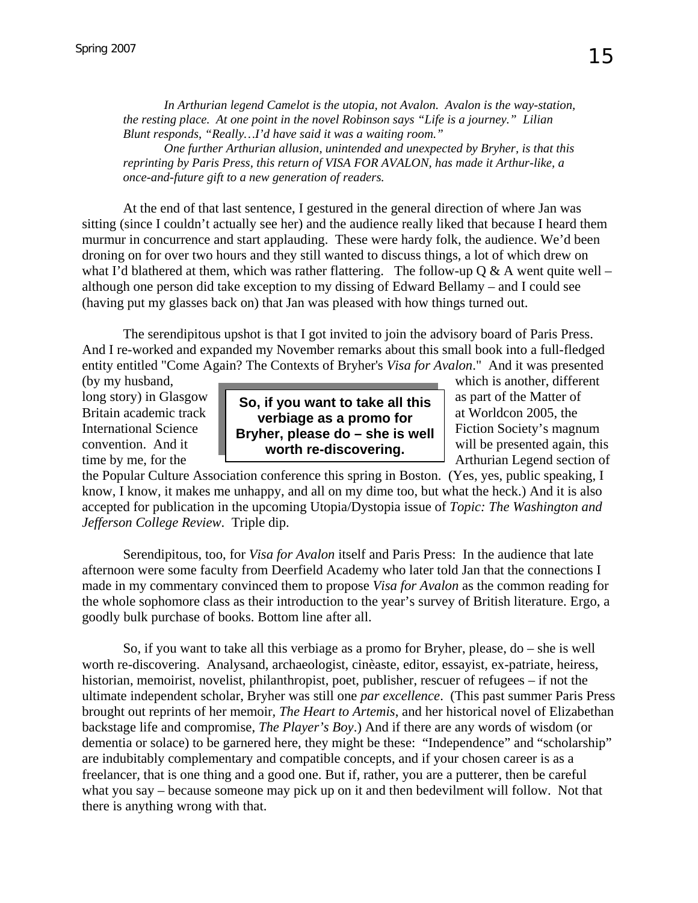*In Arthurian legend Camelot is the utopia, not Avalon. Avalon is the way-station, the resting place. At one point in the novel Robinson says "Life is a journey." Lilian Blunt responds, "Really…I'd have said it was a waiting room."*

*One further Arthurian allusion, unintended and unexpected by Bryher, is that this reprinting by Paris Press, this return of VISA FOR AVALON, has made it Arthur-like, a once-and-future gift to a new generation of readers.*

At the end of that last sentence, I gestured in the general direction of where Jan was sitting (since I couldn't actually see her) and the audience really liked that because I heard them murmur in concurrence and start applauding. These were hardy folk, the audience. We'd been droning on for over two hours and they still wanted to discuss things, a lot of which drew on what I'd blathered at them, which was rather flattering. The follow-up Q & A went quite well – although one person did take exception to my dissing of Edward Bellamy – and I could see (having put my glasses back on) that Jan was pleased with how things turned out.

The serendipitous upshot is that I got invited to join the advisory board of Paris Press. And I re-worked and expanded my November remarks about this small book into a full-fledged entity entitled "Come Again? The Contexts of Bryher's *Visa for Avalon*." And it was presented (by my husband, which is another, different long story) in Glasgow as part of the Matter of Britain academic track at Worldcon 2005, the International Science Fiction Society's magnum convention. And it will be presented again, this time by me, for the Arthurian Legend section of the Popular Culture Association conference this spring in Boston. (Yes, yes, public speaking, I know, I know, it makes me unhappy, and all on my dime too, but what the heck.) And it is also accepted for publication in the upcoming Utopia/Dystopia issue of *Topic: The Washington and Jefferson College Review*. Triple dip.

**So, if you want to take all this verbiage as a promo for Bryher, please do – she is well worth re-discovering.**

Serendipitous, too, for *Visa for Avalon* itself and Paris Press: In the audience that late afternoon were some faculty from Deerfield Academy who later told Jan that the connections I made in my commentary convinced them to propose *Visa for Avalon* as the common reading for the whole sophomore class as their introduction to the year's survey of British literature. Ergo, a goodly bulk purchase of books. Bottom line after all.

So, if you want to take all this verbiage as a promo for Bryher, please, do – she is well worth re-discovering. Analysand, archaeologist, cinèaste, editor, essayist, ex-patriate, heiress, historian, memoirist, novelist, philanthropist, poet, publisher, rescuer of refugees – if not the ultimate independent scholar, Bryher was still one *par excellence*. (This past summer Paris Press brought out reprints of her memoir, *The Heart to Artemis*, and her historical novel of Elizabethan backstage life and compromise, *The Player's Boy*.) And if there are any words of wisdom (or dementia or solace) to be garnered here, they might be these: "Independence" and "scholarship" are indubitably complementary and compatible concepts, and if your chosen career is as a freelancer, that is one thing and a good one. But if, rather, you are a putterer, then be careful what you say – because someone may pick up on it and then bedevilment will follow. Not that there is anything wrong with that.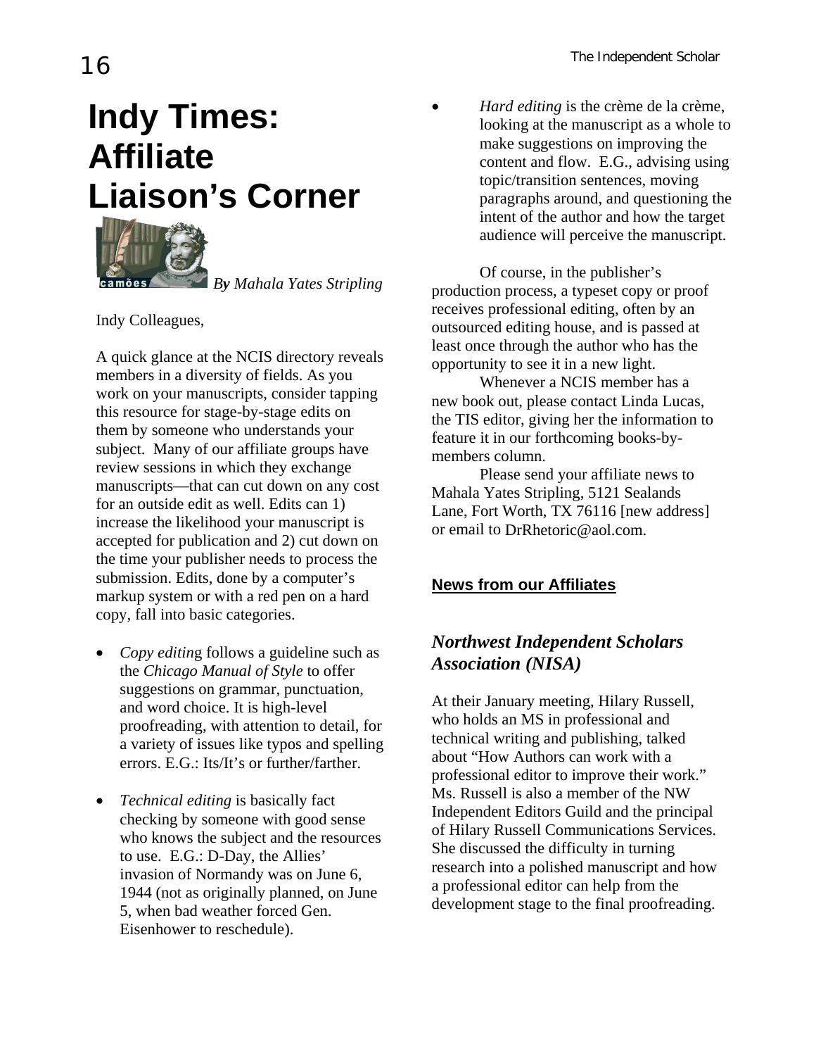# Indy Times: Affiliate Liaison's Corner

*By Mahala Yates Stripling*

Indy Colleagues,

A quick glance at the NCIS directory reveals members in a diversity of fields. As you work on your manuscripts, consider tapping this resource for stage-by-stage edits on them by someone who understands your subject. Many of our affiliate groups have review sessions in which they exchange manuscripts—that can cut down on any cost for an outside edit as well. Edits can 1) increase the likelihood your manuscript is accepted for publication and 2) cut down on the time your publisher needs to process the submission. Edits, done by a computer's markup system or with a red pen on a hard copy, fall into basic categories.

- *Copy editing* follows a guideline such as the *Chicago Manual of Style* to offer suggestions on grammar, punctuation, and word choice. It is high-level proofreading, with attention to detail, for a variety of issues like typos and spelling errors. E.G.: Its/It's or further/farther.

- *Technical editing* is basically fact checking by someone with good sense who knows the subject and the resources to use. E.G.: D-Day, the Allies' invasion of Normandy was on June 6, 1944 (not as originally planned, on June 5, when bad weather forced Gen. Eisenhower to reschedule).

- *Hard editing* is the crème de la crème, looking at the manuscript as a whole to make suggestions on improving the content and flow. E.G., advising using topic/transition sentences, moving paragraphs around, and questioning the intent of the author and how the target audience will perceive the manuscript.

Of course, in the publisher's production process, a typeset copy or proof receives professional editing, often by an outsourced editing house, and is passed at least once through the author who has the opportunity to see it in a new light.

Whenever a NCIS member has a new book out, please contact Linda Lucas, the TIS editor, giving her the information to feature it in our forthcoming books-by-members column.

Please send your affiliate news to Mahala Yates Stripling, 5121 Sealands Lane, Fort Worth, TX 76116 [new address] or email to DrRhetoric@aol.com.

## News from our Affiliates

### *Northwest Independent Scholars Association (NISA)*

At their January meeting, Hilary Russell, who holds an MS in professional and technical writing and publishing, talked about "How Authors can work with a professional editor to improve their work." Ms. Russell is also a member of the NW Independent Editors Guild and the principal of Hilary Russell Communications Services. She discussed the difficulty in turning research into a polished manuscript and how a professional editor can help from the development stage to the final proofreading.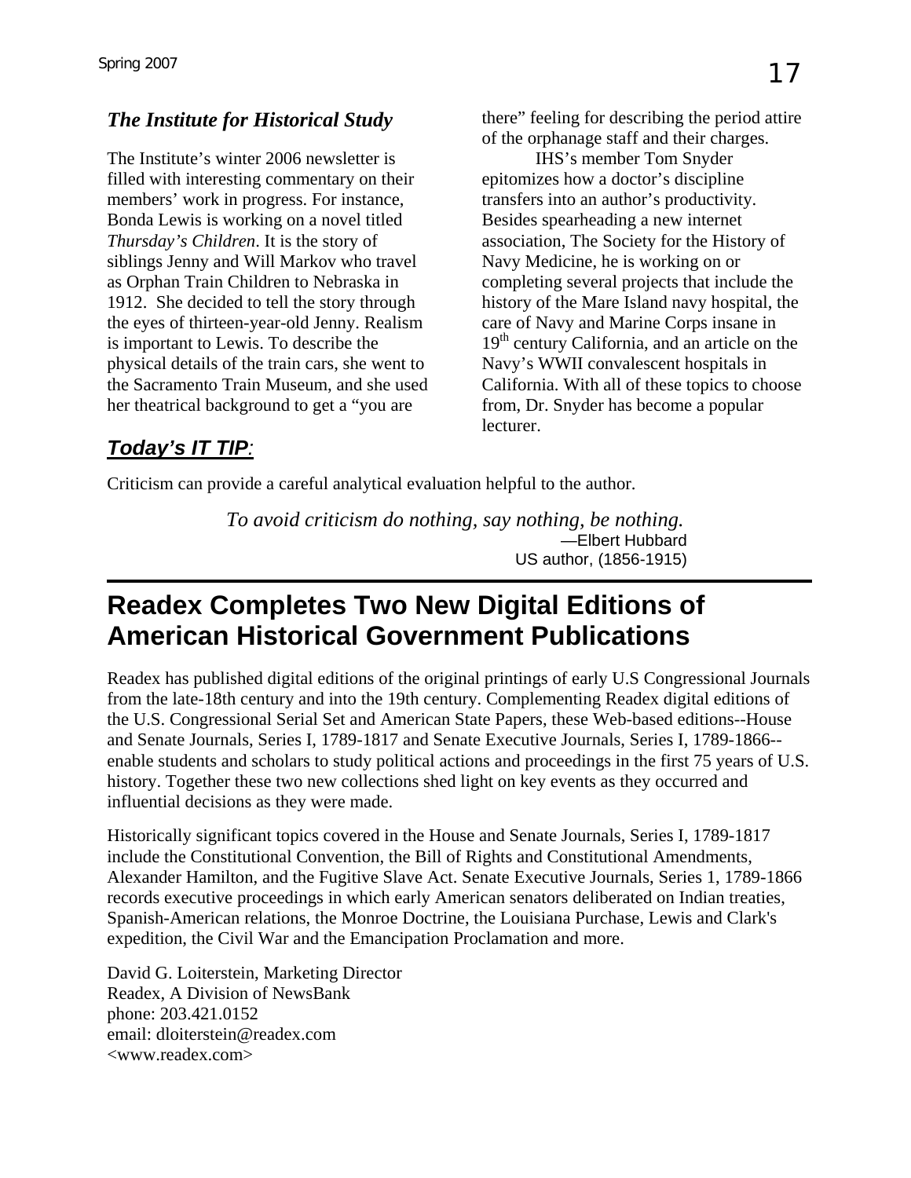### *The Institute for Historical Study*

The Institute's winter 2006 newsletter is filled with interesting commentary on their members' work in progress. For instance, Bonda Lewis is working on a novel titled *Thursday's Children*. It is the story of siblings Jenny and Will Markov who travel as Orphan Train Children to Nebraska in 1912. She decided to tell the story through the eyes of thirteen-year-old Jenny. Realism is important to Lewis. To describe the physical details of the train cars, she went to the Sacramento Train Museum, and she used her theatrical background to get a "you are there" feeling for describing the period attire of the orphanage staff and their charges.

IHS's member Tom Snyder epitomizes how a doctor's discipline transfers into an author's productivity. Besides spearheading a new internet association, The Society for the History of Navy Medicine, he is working on or completing several projects that include the history of the Mare Island navy hospital, the care of Navy and Marine Corps insane in 19th century California, and an article on the Navy's WWII convalescent hospitals in California. With all of these topics to choose from, Dr. Snyder has become a popular lecturer.

### ***Today's IT TIP:***

Criticism can provide a careful analytical evaluation helpful to the author.

> *To avoid criticism do nothing, say nothing, be nothing.*
> —Elbert Hubbard
> US author, (1856-1915)

---

# Readex Completes Two New Digital Editions of American Historical Government Publications

Readex has published digital editions of the original printings of early U.S Congressional Journals from the late-18th century and into the 19th century. Complementing Readex digital editions of the U.S. Congressional Serial Set and American State Papers, these Web-based editions--House and Senate Journals, Series I, 1789-1817 and Senate Executive Journals, Series I, 1789-1866--enable students and scholars to study political actions and proceedings in the first 75 years of U.S. history. Together these two new collections shed light on key events as they occurred and influential decisions as they were made.

Historically significant topics covered in the House and Senate Journals, Series I, 1789-1817 include the Constitutional Convention, the Bill of Rights and Constitutional Amendments, Alexander Hamilton, and the Fugitive Slave Act. Senate Executive Journals, Series 1, 1789-1866 records executive proceedings in which early American senators deliberated on Indian treaties, Spanish-American relations, the Monroe Doctrine, the Louisiana Purchase, Lewis and Clark's expedition, the Civil War and the Emancipation Proclamation and more.

David G. Loiterstein, Marketing Director
Readex, A Division of NewsBank
phone: 203.421.0152
email: dloiterstein@readex.com
<www.readex.com>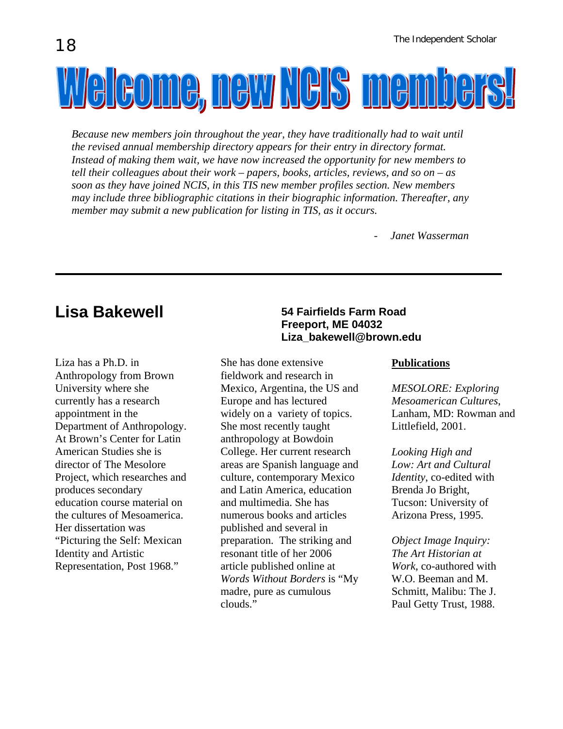# Welcome, new NCIS members!

*Because new members join throughout the year, they have traditionally had to wait until the revised annual membership directory appears for their entry in directory format. Instead of making them wait, we have now increased the opportunity for new members to tell their colleagues about their work – papers, books, articles, reviews, and so on – as soon as they have joined NCIS, in this TIS new member profiles section. New members may include three bibliographic citations in their biographic information. Thereafter, any member may submit a new publication for listing in TIS, as it occurs.*

- *Janet Wasserman*

---

## Lisa Bakewell

**54 Fairfields Farm Road**
**Freeport, ME 04032**
**Liza_bakewell@brown.edu**

Liza has a Ph.D. in Anthropology from Brown University where she currently has a research appointment in the Department of Anthropology. At Brown's Center for Latin American Studies she is director of The Mesolore Project, which researches and produces secondary education course material on the cultures of Mesoamerica. Her dissertation was "Picturing the Self: Mexican Identity and Artistic Representation, Post 1968."

She has done extensive fieldwork and research in Mexico, Argentina, the US and Europe and has lectured widely on a variety of topics. She most recently taught anthropology at Bowdoin College. Her current research areas are Spanish language and culture, contemporary Mexico and Latin America, education and multimedia. She has numerous books and articles published and several in preparation. The striking and resonant title of her 2006 article published online at *Words Without Borders* is "My madre, pure as cumulous clouds."

**<u>Publications</u>**

*MESOLORE: Exploring Mesoamerican Cultures*, Lanham, MD: Rowman and Littlefield, 2001.

*Looking High and Low: Art and Cultural Identity*, co-edited with Brenda Jo Bright, Tucson: University of Arizona Press, 1995.

*Object Image Inquiry: The Art Historian at Work*, co-authored with W.O. Beeman and M. Schmitt, Malibu: The J. Paul Getty Trust, 1988.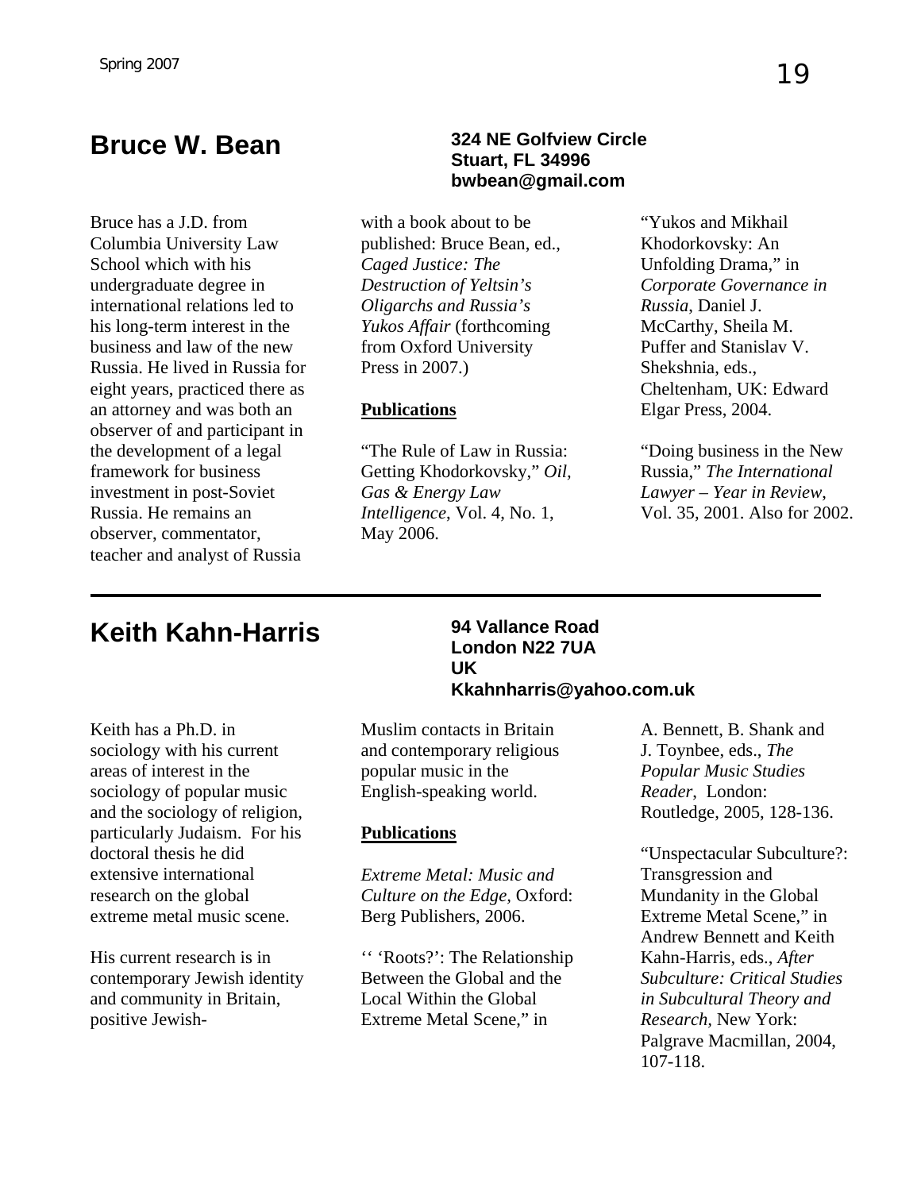## Bruce W. Bean

**324 NE Golfview Circle**
**Stuart, FL 34996**
**bwbean@gmail.com**

Bruce has a J.D. from Columbia University Law School which with his undergraduate degree in international relations led to his long-term interest in the business and law of the new Russia. He lived in Russia for eight years, practiced there as an attorney and was both an observer of and participant in the development of a legal framework for business investment in post-Soviet Russia. He remains an observer, commentator, teacher and analyst of Russia with a book about to be published: Bruce Bean, ed., *Caged Justice: The Destruction of Yeltsin's Oligarchs and Russia's Yukos Affair* (forthcoming from Oxford University Press in 2007.)

**Publications**

"The Rule of Law in Russia: Getting Khodorkovsky," *Oil, Gas & Energy Law Intelligence*, Vol. 4, No. 1, May 2006.

"Yukos and Mikhail Khodorkovsky: An Unfolding Drama," in *Corporate Governance in Russia*, Daniel J. McCarthy, Sheila M. Puffer and Stanislav V. Shekshnia, eds., Cheltenham, UK: Edward Elgar Press, 2004.

"Doing business in the New Russia," *The International Lawyer – Year in Review*, Vol. 35, 2001. Also for 2002.

---

## Keith Kahn-Harris

**94 Vallance Road**
**London N22 7UA**
**UK**
**Kkahnharris@yahoo.com.uk**

Keith has a Ph.D. in sociology with his current areas of interest in the sociology of popular music and the sociology of religion, particularly Judaism. For his doctoral thesis he did extensive international research on the global extreme metal music scene.

His current research is in contemporary Jewish identity and community in Britain, positive Jewish-Muslim contacts in Britain and contemporary religious popular music in the English-speaking world.

**Publications**

*Extreme Metal: Music and Culture on the Edge*, Oxford: Berg Publishers, 2006.

'' 'Roots?': The Relationship Between the Global and the Local Within the Global Extreme Metal Scene," in A. Bennett, B. Shank and J. Toynbee, eds., *The Popular Music Studies Reader*, London: Routledge, 2005, 128-136.

"Unspectacular Subculture?: Transgression and Mundanity in the Global Extreme Metal Scene," in Andrew Bennett and Keith Kahn-Harris, eds., *After Subculture: Critical Studies in Subcultural Theory and Research*, New York: Palgrave Macmillan, 2004, 107-118.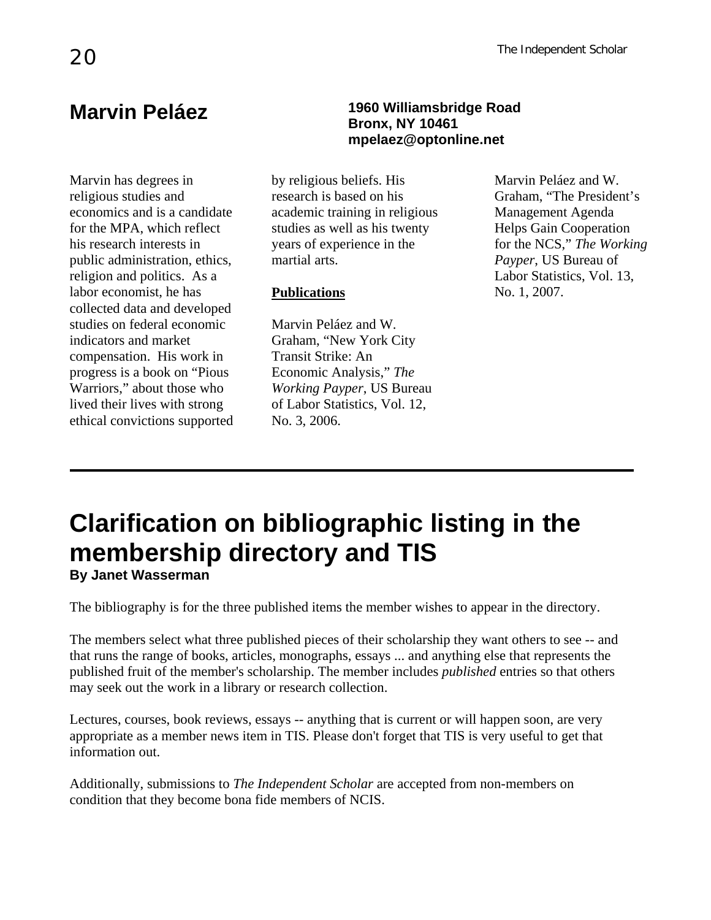## Marvin Peláez

**1960 Williamsbridge Road**
**Bronx, NY 10461**
**mpelaez@optonline.net**

Marvin has degrees in religious studies and economics and is a candidate for the MPA, which reflect his research interests in public administration, ethics, religion and politics. As a labor economist, he has collected data and developed studies on federal economic indicators and market compensation. His work in progress is a book on "Pious Warriors," about those who lived their lives with strong ethical convictions supported by religious beliefs. His research is based on his academic training in religious studies as well as his twenty years of experience in the martial arts.

**Publications**

Marvin Peláez and W. Graham, "New York City Transit Strike: An Economic Analysis," *The Working Payper*, US Bureau of Labor Statistics, Vol. 12, No. 3, 2006.

Marvin Peláez and W. Graham, "The President's Management Agenda Helps Gain Cooperation for the NCS," *The Working Payper*, US Bureau of Labor Statistics, Vol. 13, No. 1, 2007.

---

# Clarification on bibliographic listing in the membership directory and TIS

**By Janet Wasserman**

The bibliography is for the three published items the member wishes to appear in the directory.

The members select what three published pieces of their scholarship they want others to see -- and that runs the range of books, articles, monographs, essays ... and anything else that represents the published fruit of the member's scholarship. The member includes *published* entries so that others may seek out the work in a library or research collection.

Lectures, courses, book reviews, essays -- anything that is current or will happen soon, are very appropriate as a member news item in TIS. Please don't forget that TIS is very useful to get that information out.

Additionally, submissions to *The Independent Scholar* are accepted from non-members on condition that they become bona fide members of NCIS.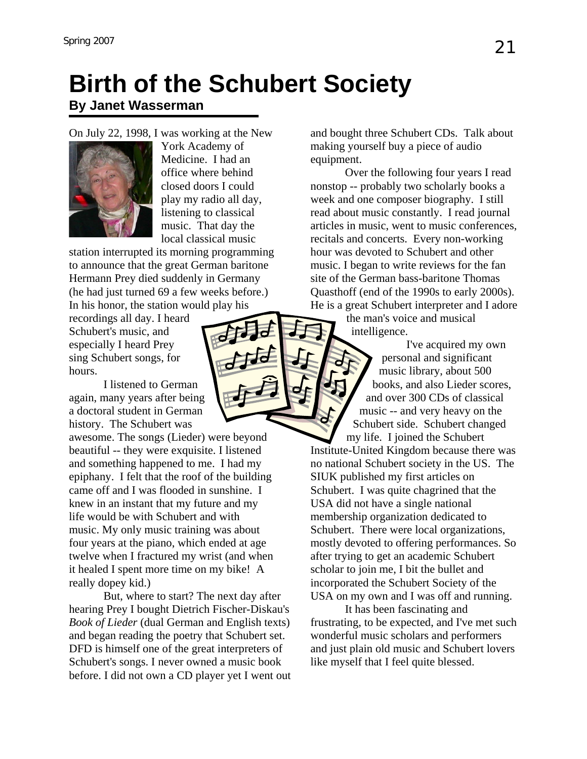# Birth of the Schubert Society

**By Janet Wasserman**

On July 22, 1998, I was working at the New York Academy of Medicine. I had an office where behind closed doors I could play my radio all day, listening to classical music. That day the local classical music station interrupted its morning programming to announce that the great German baritone Hermann Prey died suddenly in Germany (he had just turned 69 a few weeks before.) In his honor, the station would play his recordings all day. I heard Schubert's music, and especially I heard Prey sing Schubert songs, for hours.

I listened to German again, many years after being a doctoral student in German history. The Schubert was awesome. The songs (Lieder) were beyond beautiful -- they were exquisite. I listened and something happened to me. I had my epiphany. I felt that the roof of the building came off and I was flooded in sunshine. I knew in an instant that my future and my life would be with Schubert and with music. My only music training was about four years at the piano, which ended at age twelve when I fractured my wrist (and when it healed I spent more time on my bike! A really dopey kid.)

But, where to start? The next day after hearing Prey I bought Dietrich Fischer-Diskau's *Book of Lieder* (dual German and English texts) and began reading the poetry that Schubert set. DFD is himself one of the great interpreters of Schubert's songs. I never owned a music book before. I did not own a CD player yet I went out and bought three Schubert CDs. Talk about making yourself buy a piece of audio equipment.

Over the following four years I read nonstop -- probably two scholarly books a week and one composer biography. I still read about music constantly. I read journal articles in music, went to music conferences, recitals and concerts. Every non-working hour was devoted to Schubert and other music. I began to write reviews for the fan site of the German bass-baritone Thomas Quasthoff (end of the 1990s to early 2000s). He is a great Schubert interpreter and I adore the man's voice and musical intelligence.

I've acquired my own personal and significant music library, about 500 books, and also Lieder scores, and over 300 CDs of classical music -- and very heavy on the Schubert side. Schubert changed my life. I joined the Schubert Institute-United Kingdom because there was no national Schubert society in the US. The SIUK published my first articles on Schubert. I was quite chagrined that the USA did not have a single national membership organization dedicated to Schubert. There were local organizations, mostly devoted to offering performances. So after trying to get an academic Schubert scholar to join me, I bit the bullet and incorporated the Schubert Society of the USA on my own and I was off and running.

It has been fascinating and frustrating, to be expected, and I've met such wonderful music scholars and performers and just plain old music and Schubert lovers like myself that I feel quite blessed.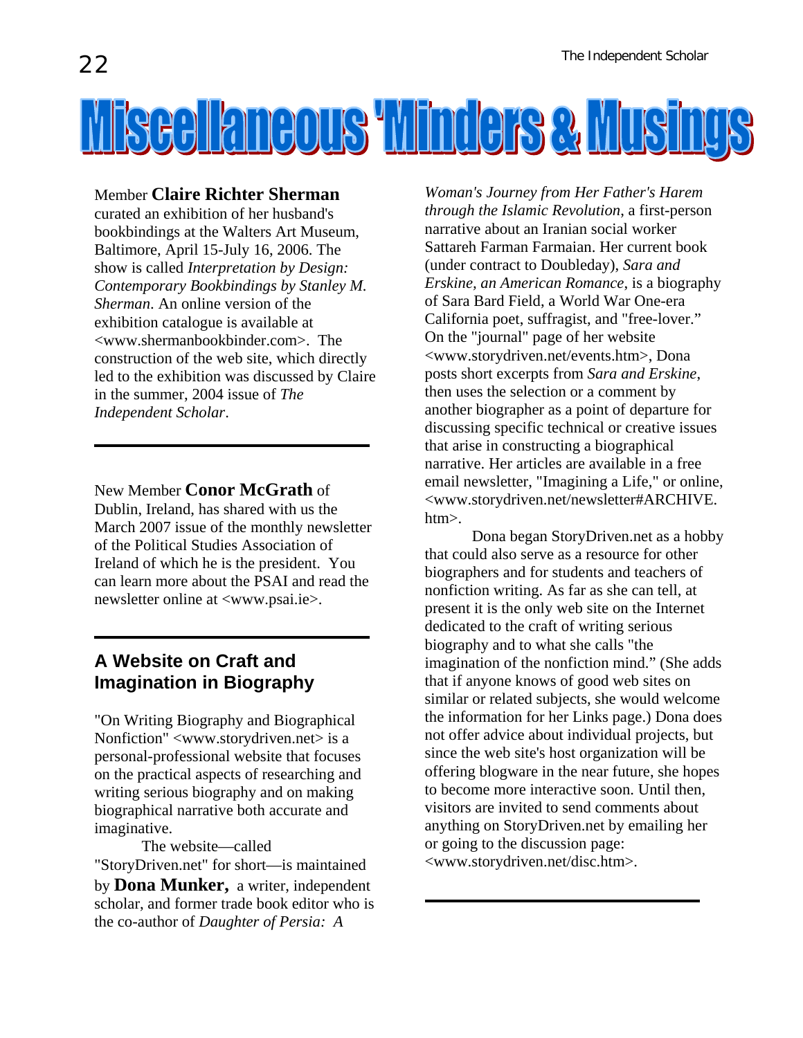# Miscellaneous 'Minders & Musings

Member **Claire Richter Sherman** curated an exhibition of her husband's bookbindings at the Walters Art Museum, Baltimore, April 15-July 16, 2006. The show is called *Interpretation by Design: Contemporary Bookbindings by Stanley M. Sherman*. An online version of the exhibition catalogue is available at <www.shermanbookbinder.com>. The construction of the web site, which directly led to the exhibition was discussed by Claire in the summer, 2004 issue of *The Independent Scholar*.

---

New Member **Conor McGrath** of Dublin, Ireland, has shared with us the March 2007 issue of the monthly newsletter of the Political Studies Association of Ireland of which he is the president. You can learn more about the PSAI and read the newsletter online at <www.psai.ie>.

---

## A Website on Craft and Imagination in Biography

"On Writing Biography and Biographical Nonfiction" <www.storydriven.net> is a personal-professional website that focuses on the practical aspects of researching and writing serious biography and on making biographical narrative both accurate and imaginative.

The website—called "StoryDriven.net" for short—is maintained by **Dona Munker,** a writer, independent scholar, and former trade book editor who is the co-author of *Daughter of Persia: A Woman's Journey from Her Father's Harem through the Islamic Revolution*, a first-person narrative about an Iranian social worker Sattareh Farman Farmaian. Her current book (under contract to Doubleday), *Sara and Erskine, an American Romance*, is a biography of Sara Bard Field, a World War One-era California poet, suffragist, and "free-lover." On the "journal" page of her website <www.storydriven.net/events.htm>, Dona posts short excerpts from *Sara and Erskine*, then uses the selection or a comment by another biographer as a point of departure for discussing specific technical or creative issues that arise in constructing a biographical narrative. Her articles are available in a free email newsletter, "Imagining a Life," or online, <www.storydriven.net/newsletter#ARCHIVE.htm>.

Dona began StoryDriven.net as a hobby that could also serve as a resource for other biographers and for students and teachers of nonfiction writing. As far as she can tell, at present it is the only web site on the Internet dedicated to the craft of writing serious biography and to what she calls "the imagination of the nonfiction mind." (She adds that if anyone knows of good web sites on similar or related subjects, she would welcome the information for her Links page.) Dona does not offer advice about individual projects, but since the web site's host organization will be offering blogware in the near future, she hopes to become more interactive soon. Until then, visitors are invited to send comments about anything on StoryDriven.net by emailing her or going to the discussion page: <www.storydriven.net/disc.htm>.

---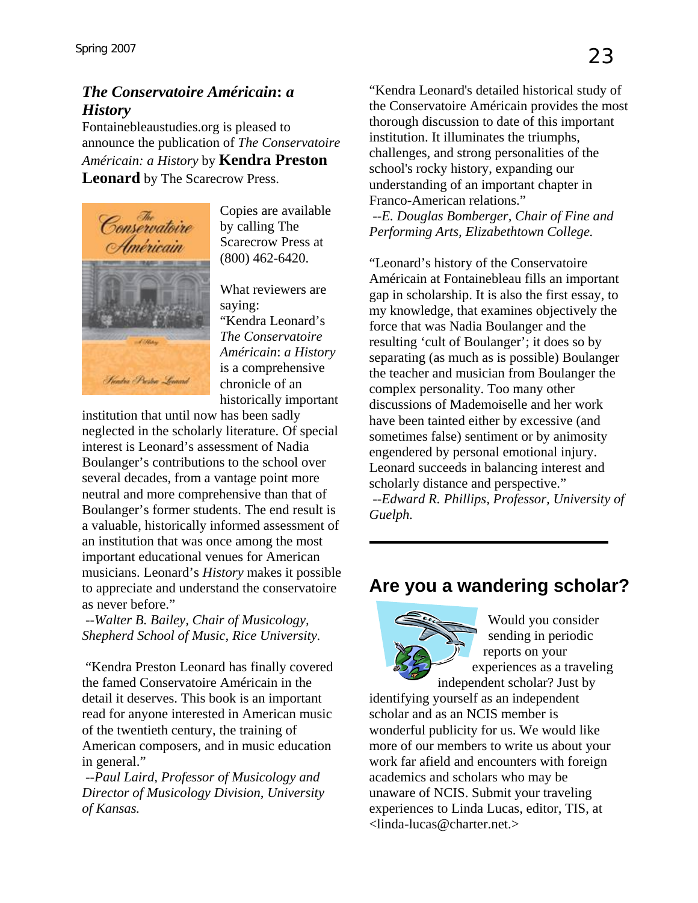## *The Conservatoire Américain*: *a History*

Fontainebleaustudies.org is pleased to announce the publication of *The Conservatoire Américain: a History* by **Kendra Preston Leonard** by The Scarecrow Press.

Copies are available by calling The Scarecrow Press at (800) 462-6420.

What reviewers are saying:

"Kendra Leonard's *The Conservatoire Américain*: *a History* is a comprehensive chronicle of an historically important institution that until now has been sadly neglected in the scholarly literature. Of special interest is Leonard's assessment of Nadia Boulanger's contributions to the school over several decades, from a vantage point more neutral and more comprehensive than that of Boulanger's former students. The end result is a valuable, historically informed assessment of an institution that was once among the most important educational venues for American musicians. Leonard's *History* makes it possible to appreciate and understand the conservatoire as never before."

*--Walter B. Bailey, Chair of Musicology, Shepherd School of Music, Rice University.*

"Kendra Preston Leonard has finally covered the famed Conservatoire Américain in the detail it deserves. This book is an important read for anyone interested in American music of the twentieth century, the training of American composers, and in music education in general."

*--Paul Laird, Professor of Musicology and Director of Musicology Division, University of Kansas.*

"Kendra Leonard's detailed historical study of the Conservatoire Américain provides the most thorough discussion to date of this important institution. It illuminates the triumphs, challenges, and strong personalities of the school's rocky history, expanding our understanding of an important chapter in Franco-American relations."

*--E. Douglas Bomberger, Chair of Fine and Performing Arts, Elizabethtown College.*

"Leonard's history of the Conservatoire Américain at Fontainebleau fills an important gap in scholarship. It is also the first essay, to my knowledge, that examines objectively the force that was Nadia Boulanger and the resulting 'cult of Boulanger'; it does so by separating (as much as is possible) Boulanger the teacher and musician from Boulanger the complex personality. Too many other discussions of Mademoiselle and her work have been tainted either by excessive (and sometimes false) sentiment or by animosity engendered by personal emotional injury. Leonard succeeds in balancing interest and scholarly distance and perspective."

*--Edward R. Phillips, Professor, University of Guelph.*

---

## Are you a wandering scholar?

Would you consider sending in periodic reports on your experiences as a traveling independent scholar? Just by identifying yourself as an independent scholar and as an NCIS member is wonderful publicity for us. We would like more of our members to write us about your work far afield and encounters with foreign academics and scholars who may be unaware of NCIS. Submit your traveling experiences to Linda Lucas, editor, TIS, at <linda-lucas@charter.net.>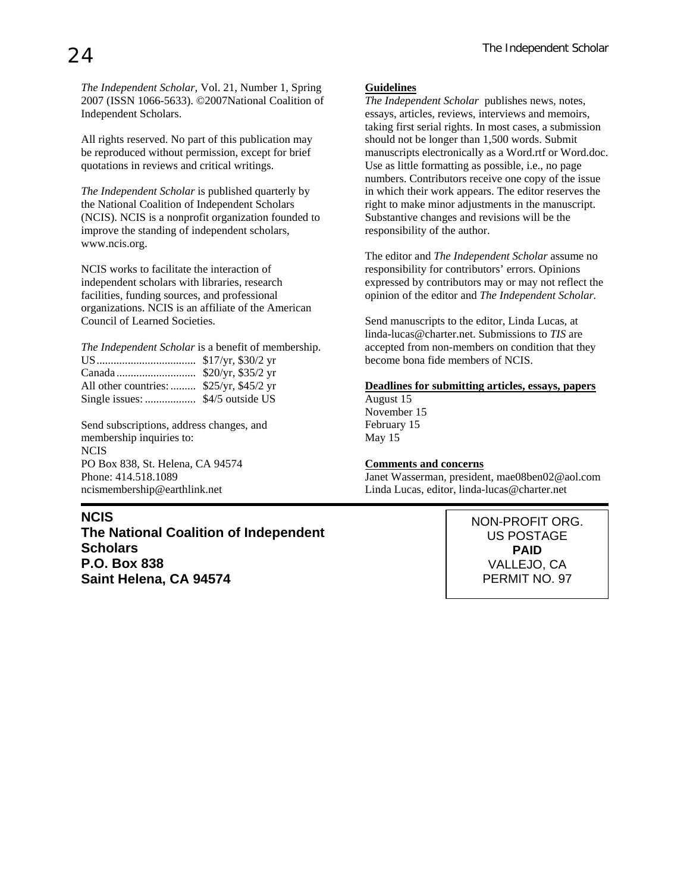*The Independent Scholar,* Vol. 21, Number 1, Spring 2007 (ISSN 1066-5633). ©2007National Coalition of Independent Scholars.

All rights reserved. No part of this publication may be reproduced without permission, except for brief quotations in reviews and critical writings.

*The Independent Scholar* is published quarterly by the National Coalition of Independent Scholars (NCIS). NCIS is a nonprofit organization founded to improve the standing of independent scholars, www.ncis.org.

NCIS works to facilitate the interaction of independent scholars with libraries, research facilities, funding sources, and professional organizations. NCIS is an affiliate of the American Council of Learned Societies.

*The Independent Scholar* is a benefit of membership.

| | |
|---|---|
| US | $17/yr, $30/2 yr |
| Canada | $20/yr, $35/2 yr |
| All other countries: | $25/yr, $45/2 yr |
| Single issues: | $4/5 outside US |

Send subscriptions, address changes, and membership inquiries to:
NCIS
PO Box 838, St. Helena, CA 94574
Phone: 414.518.1089
ncismembership@earthlink.net

**Guidelines**

*The Independent Scholar* publishes news, notes, essays, articles, reviews, interviews and memoirs, taking first serial rights. In most cases, a submission should not be longer than 1,500 words. Submit manuscripts electronically as a Word.rtf or Word.doc. Use as little formatting as possible, i.e., no page numbers. Contributors receive one copy of the issue in which their work appears. The editor reserves the right to make minor adjustments in the manuscript. Substantive changes and revisions will be the responsibility of the author.

The editor and *The Independent Scholar* assume no responsibility for contributors' errors. Opinions expressed by contributors may or may not reflect the opinion of the editor and *The Independent Scholar.*

Send manuscripts to the editor, Linda Lucas, at linda-lucas@charter.net. Submissions to *TIS* are accepted from non-members on condition that they become bona fide members of NCIS.

**Deadlines for submitting articles, essays, papers**

August 15
November 15
February 15
May 15

**Comments and concerns**

Janet Wasserman, president, mae08ben02@aol.com
Linda Lucas, editor, linda-lucas@charter.net

**NCIS**
**The National Coalition of Independent Scholars**
**P.O. Box 838**
**Saint Helena, CA 94574**

NON-PROFIT ORG.
US POSTAGE
**PAID**
VALLEJO, CA
PERMIT NO. 97